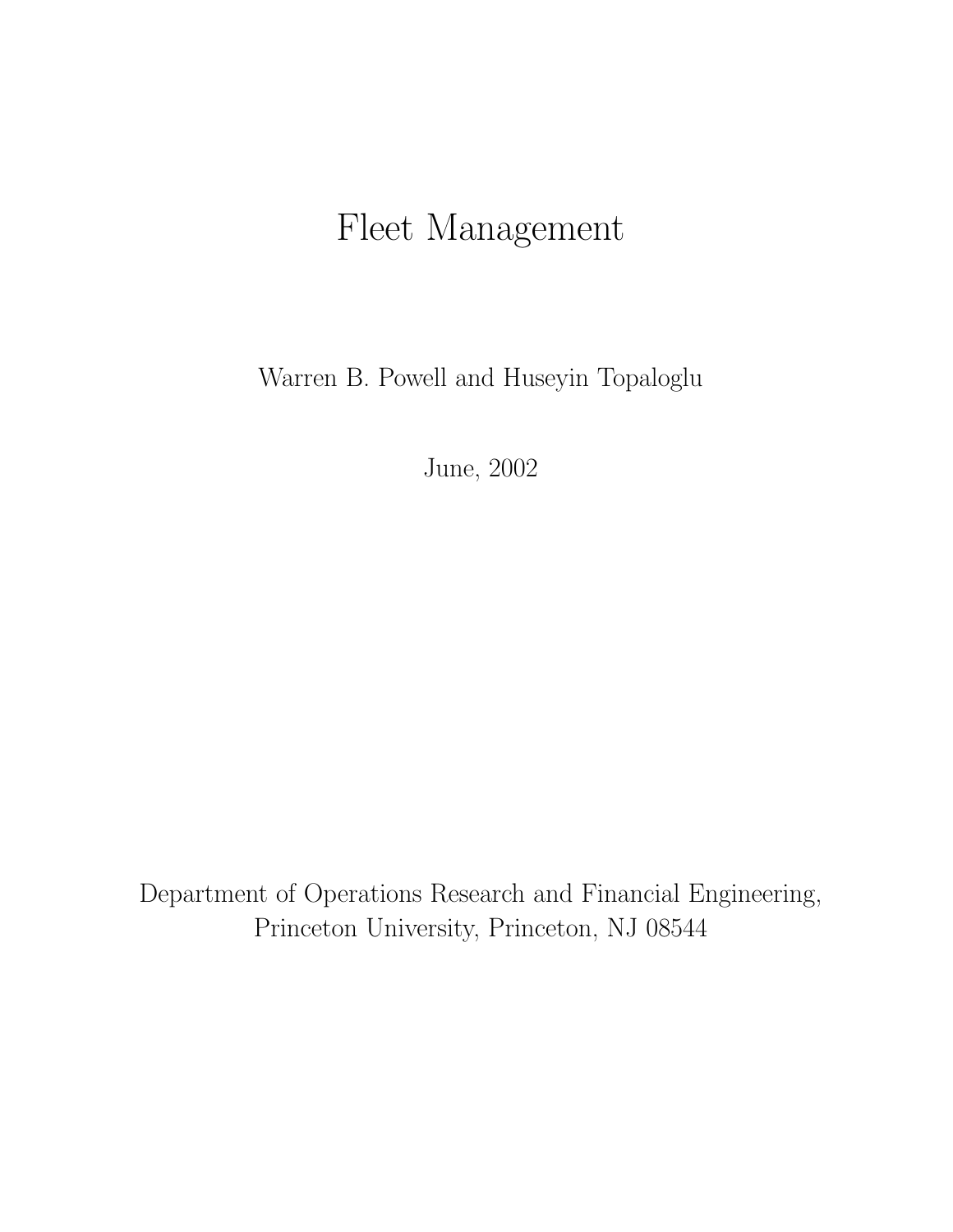# Fleet Management

Warren B. Powell and Huseyin Topaloglu

June, 2002

Department of Operations Research and Financial Engineering,
Princeton University, Princeton, NJ 08544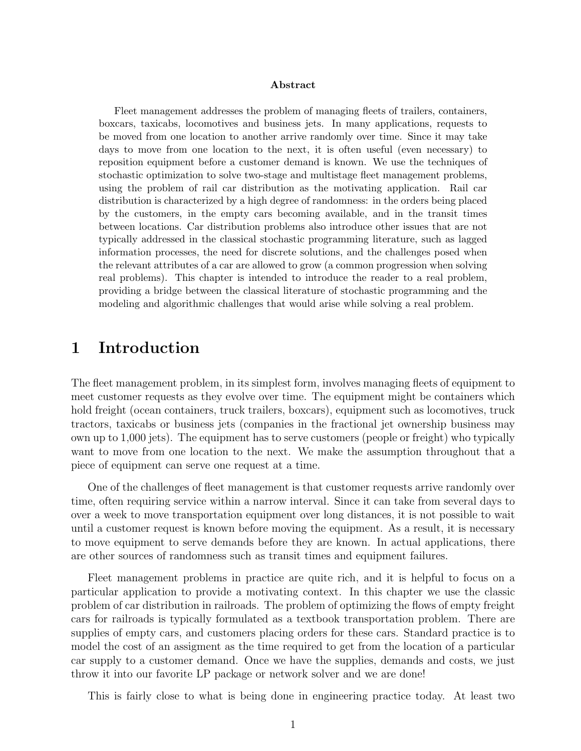**Abstract**

Fleet management addresses the problem of managing fleets of trailers, containers, boxcars, taxicabs, locomotives and business jets. In many applications, requests to be moved from one location to another arrive randomly over time. Since it may take days to move from one location to the next, it is often useful (even necessary) to reposition equipment before a customer demand is known. We use the techniques of stochastic optimization to solve two-stage and multistage fleet management problems, using the problem of rail car distribution as the motivating application. Rail car distribution is characterized by a high degree of randomness: in the orders being placed by the customers, in the empty cars becoming available, and in the transit times between locations. Car distribution problems also introduce other issues that are not typically addressed in the classical stochastic programming literature, such as lagged information processes, the need for discrete solutions, and the challenges posed when the relevant attributes of a car are allowed to grow (a common progression when solving real problems). This chapter is intended to introduce the reader to a real problem, providing a bridge between the classical literature of stochastic programming and the modeling and algorithmic challenges that would arise while solving a real problem.

# 1 Introduction

The fleet management problem, in its simplest form, involves managing fleets of equipment to meet customer requests as they evolve over time. The equipment might be containers which hold freight (ocean containers, truck trailers, boxcars), equipment such as locomotives, truck tractors, taxicabs or business jets (companies in the fractional jet ownership business may own up to 1,000 jets). The equipment has to serve customers (people or freight) who typically want to move from one location to the next. We make the assumption throughout that a piece of equipment can serve one request at a time.

One of the challenges of fleet management is that customer requests arrive randomly over time, often requiring service within a narrow interval. Since it can take from several days to over a week to move transportation equipment over long distances, it is not possible to wait until a customer request is known before moving the equipment. As a result, it is necessary to move equipment to serve demands before they are known. In actual applications, there are other sources of randomness such as transit times and equipment failures.

Fleet management problems in practice are quite rich, and it is helpful to focus on a particular application to provide a motivating context. In this chapter we use the classic problem of car distribution in railroads. The problem of optimizing the flows of empty freight cars for railroads is typically formulated as a textbook transportation problem. There are supplies of empty cars, and customers placing orders for these cars. Standard practice is to model the cost of an assigment as the time required to get from the location of a particular car supply to a customer demand. Once we have the supplies, demands and costs, we just throw it into our favorite LP package or network solver and we are done!

This is fairly close to what is being done in engineering practice today. At least two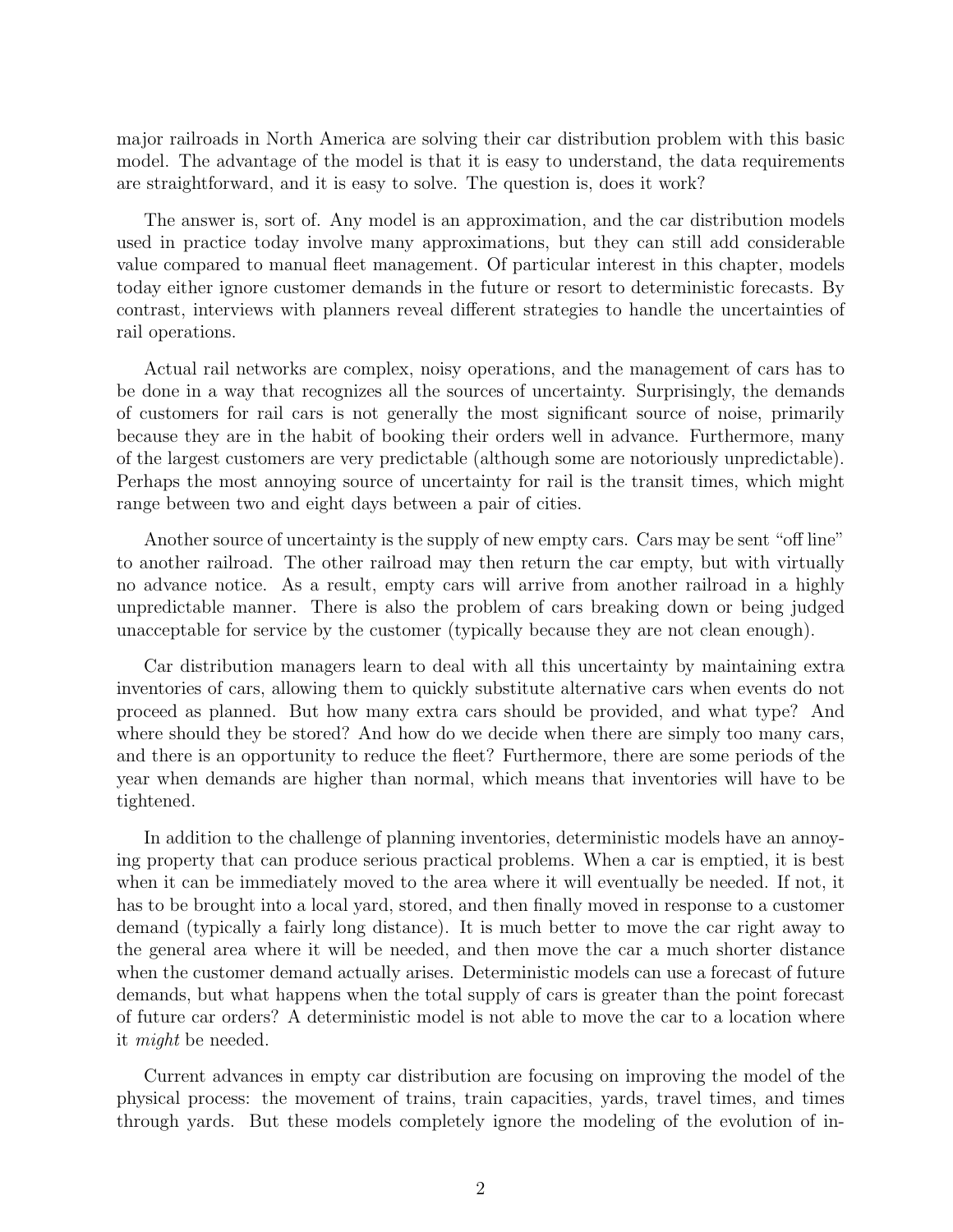major railroads in North America are solving their car distribution problem with this basic model. The advantage of the model is that it is easy to understand, the data requirements are straightforward, and it is easy to solve. The question is, does it work?

The answer is, sort of. Any model is an approximation, and the car distribution models used in practice today involve many approximations, but they can still add considerable value compared to manual fleet management. Of particular interest in this chapter, models today either ignore customer demands in the future or resort to deterministic forecasts. By contrast, interviews with planners reveal different strategies to handle the uncertainties of rail operations.

Actual rail networks are complex, noisy operations, and the management of cars has to be done in a way that recognizes all the sources of uncertainty. Surprisingly, the demands of customers for rail cars is not generally the most significant source of noise, primarily because they are in the habit of booking their orders well in advance. Furthermore, many of the largest customers are very predictable (although some are notoriously unpredictable). Perhaps the most annoying source of uncertainty for rail is the transit times, which might range between two and eight days between a pair of cities.

Another source of uncertainty is the supply of new empty cars. Cars may be sent "off line" to another railroad. The other railroad may then return the car empty, but with virtually no advance notice. As a result, empty cars will arrive from another railroad in a highly unpredictable manner. There is also the problem of cars breaking down or being judged unacceptable for service by the customer (typically because they are not clean enough).

Car distribution managers learn to deal with all this uncertainty by maintaining extra inventories of cars, allowing them to quickly substitute alternative cars when events do not proceed as planned. But how many extra cars should be provided, and what type? And where should they be stored? And how do we decide when there are simply too many cars, and there is an opportunity to reduce the fleet? Furthermore, there are some periods of the year when demands are higher than normal, which means that inventories will have to be tightened.

In addition to the challenge of planning inventories, deterministic models have an annoying property that can produce serious practical problems. When a car is emptied, it is best when it can be immediately moved to the area where it will eventually be needed. If not, it has to be brought into a local yard, stored, and then finally moved in response to a customer demand (typically a fairly long distance). It is much better to move the car right away to the general area where it will be needed, and then move the car a much shorter distance when the customer demand actually arises. Deterministic models can use a forecast of future demands, but what happens when the total supply of cars is greater than the point forecast of future car orders? A deterministic model is not able to move the car to a location where it *might* be needed.

Current advances in empty car distribution are focusing on improving the model of the physical process: the movement of trains, train capacities, yards, travel times, and times through yards. But these models completely ignore the modeling of the evolution of in-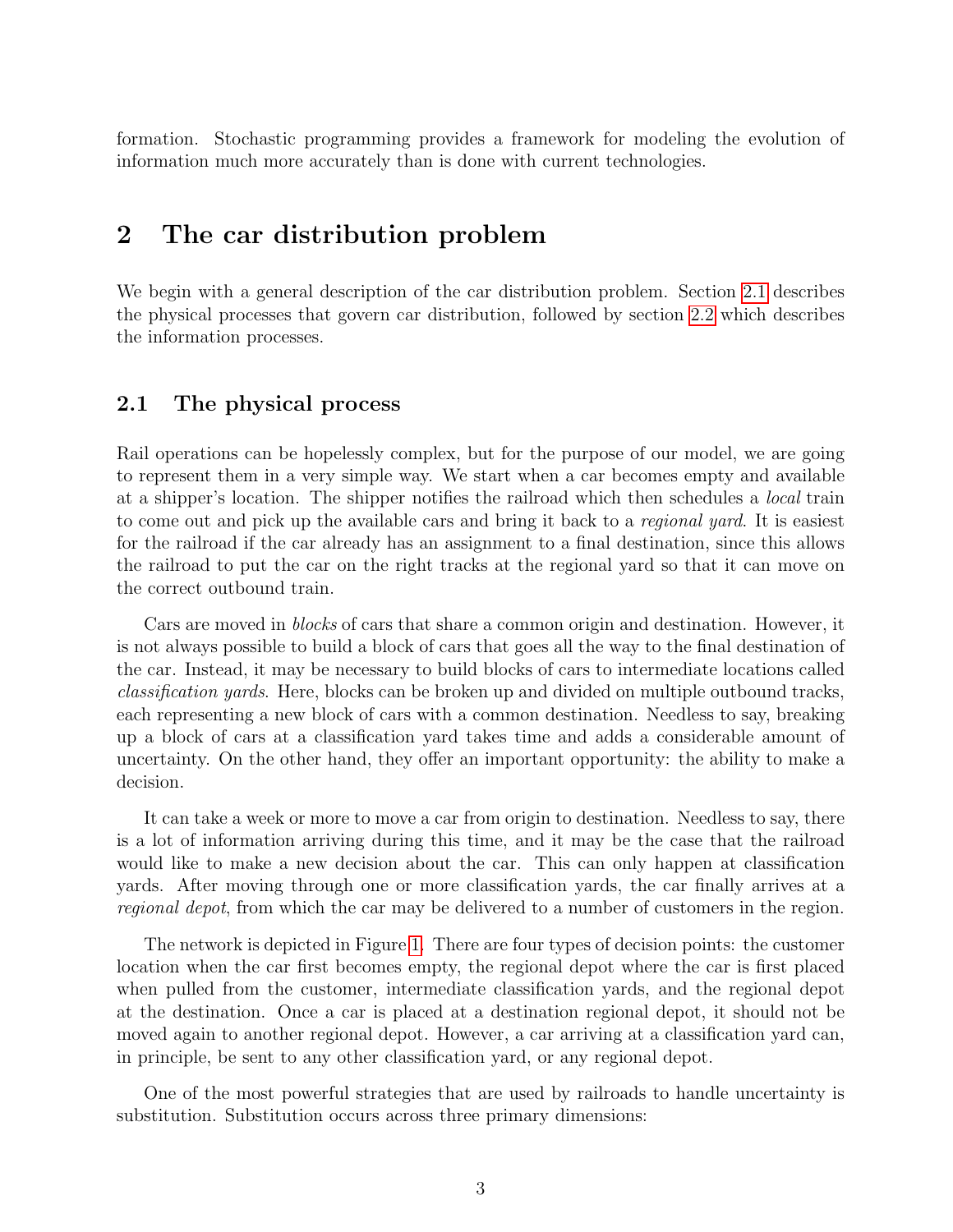formation. Stochastic programming provides a framework for modeling the evolution of information much more accurately than is done with current technologies.

# 2 The car distribution problem

We begin with a general description of the car distribution problem. Section 2.1 describes the physical processes that govern car distribution, followed by section 2.2 which describes the information processes.

## 2.1 The physical process

Rail operations can be hopelessly complex, but for the purpose of our model, we are going to represent them in a very simple way. We start when a car becomes empty and available at a shipper's location. The shipper notifies the railroad which then schedules a *local* train to come out and pick up the available cars and bring it back to a *regional yard*. It is easiest for the railroad if the car already has an assignment to a final destination, since this allows the railroad to put the car on the right tracks at the regional yard so that it can move on the correct outbound train.

Cars are moved in *blocks* of cars that share a common origin and destination. However, it is not always possible to build a block of cars that goes all the way to the final destination of the car. Instead, it may be necessary to build blocks of cars to intermediate locations called *classification yards*. Here, blocks can be broken up and divided on multiple outbound tracks, each representing a new block of cars with a common destination. Needless to say, breaking up a block of cars at a classification yard takes time and adds a considerable amount of uncertainty. On the other hand, they offer an important opportunity: the ability to make a decision.

It can take a week or more to move a car from origin to destination. Needless to say, there is a lot of information arriving during this time, and it may be the case that the railroad would like to make a new decision about the car. This can only happen at classification yards. After moving through one or more classification yards, the car finally arrives at a *regional depot*, from which the car may be delivered to a number of customers in the region.

The network is depicted in Figure 1. There are four types of decision points: the customer location when the car first becomes empty, the regional depot where the car is first placed when pulled from the customer, intermediate classification yards, and the regional depot at the destination. Once a car is placed at a destination regional depot, it should not be moved again to another regional depot. However, a car arriving at a classification yard can, in principle, be sent to any other classification yard, or any regional depot.

One of the most powerful strategies that are used by railroads to handle uncertainty is substitution. Substitution occurs across three primary dimensions: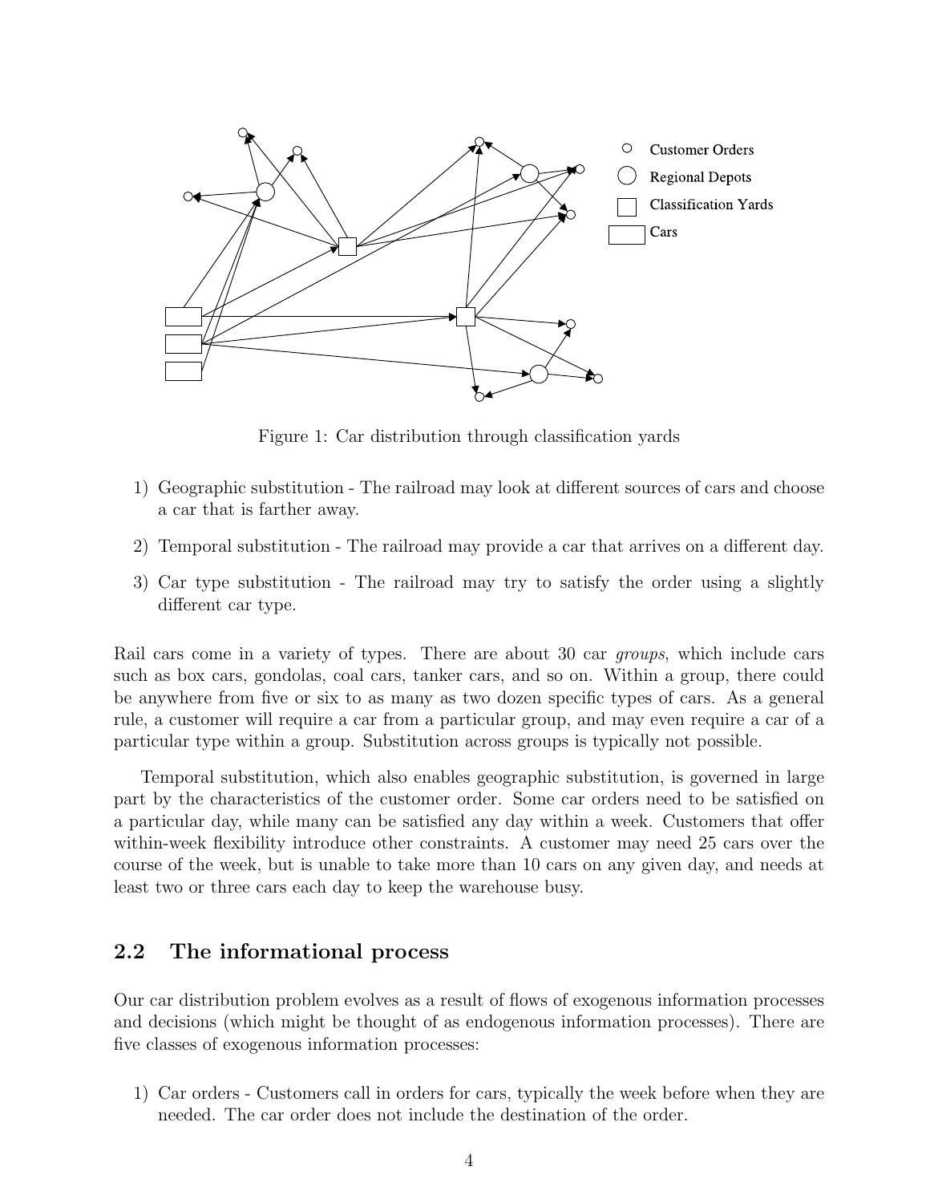Figure 1: Car distribution through classification yards

1) Geographic substitution - The railroad may look at different sources of cars and choose a car that is farther away.

2) Temporal substitution - The railroad may provide a car that arrives on a different day.

3) Car type substitution - The railroad may try to satisfy the order using a slightly different car type.

Rail cars come in a variety of types. There are about 30 car *groups*, which include cars such as box cars, gondolas, coal cars, tanker cars, and so on. Within a group, there could be anywhere from five or six to as many as two dozen specific types of cars. As a general rule, a customer will require a car from a particular group, and may even require a car of a particular type within a group. Substitution across groups is typically not possible.

Temporal substitution, which also enables geographic substitution, is governed in large part by the characteristics of the customer order. Some car orders need to be satisfied on a particular day, while many can be satisfied any day within a week. Customers that offer within-week flexibility introduce other constraints. A customer may need 25 cars over the course of the week, but is unable to take more than 10 cars on any given day, and needs at least two or three cars each day to keep the warehouse busy.

## 2.2 The informational process

Our car distribution problem evolves as a result of flows of exogenous information processes and decisions (which might be thought of as endogenous information processes). There are five classes of exogenous information processes:

1) Car orders - Customers call in orders for cars, typically the week before when they are needed. The car order does not include the destination of the order.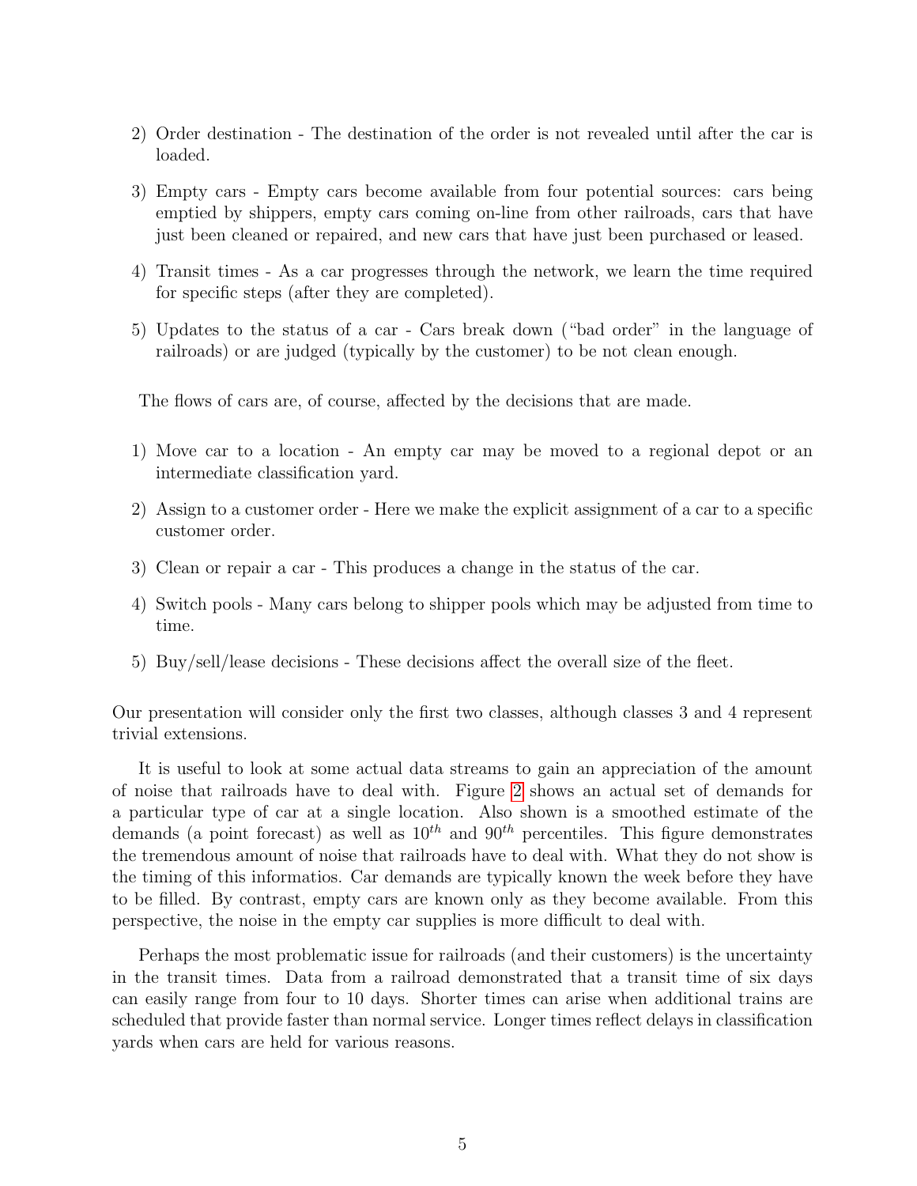2) Order destination - The destination of the order is not revealed until after the car is loaded.

3) Empty cars - Empty cars become available from four potential sources: cars being emptied by shippers, empty cars coming on-line from other railroads, cars that have just been cleaned or repaired, and new cars that have just been purchased or leased.

4) Transit times - As a car progresses through the network, we learn the time required for specific steps (after they are completed).

5) Updates to the status of a car - Cars break down ("bad order" in the language of railroads) or are judged (typically by the customer) to be not clean enough.

The flows of cars are, of course, affected by the decisions that are made.

1) Move car to a location - An empty car may be moved to a regional depot or an intermediate classification yard.

2) Assign to a customer order - Here we make the explicit assignment of a car to a specific customer order.

3) Clean or repair a car - This produces a change in the status of the car.

4) Switch pools - Many cars belong to shipper pools which may be adjusted from time to time.

5) Buy/sell/lease decisions - These decisions affect the overall size of the fleet.

Our presentation will consider only the first two classes, although classes 3 and 4 represent trivial extensions.

It is useful to look at some actual data streams to gain an appreciation of the amount of noise that railroads have to deal with. Figure 2 shows an actual set of demands for a particular type of car at a single location. Also shown is a smoothed estimate of the demands (a point forecast) as well as $10^{th}$ and $90^{th}$ percentiles. This figure demonstrates the tremendous amount of noise that railroads have to deal with. What they do not show is the timing of this informatios. Car demands are typically known the week before they have to be filled. By contrast, empty cars are known only as they become available. From this perspective, the noise in the empty car supplies is more difficult to deal with.

Perhaps the most problematic issue for railroads (and their customers) is the uncertainty in the transit times. Data from a railroad demonstrated that a transit time of six days can easily range from four to 10 days. Shorter times can arise when additional trains are scheduled that provide faster than normal service. Longer times reflect delays in classification yards when cars are held for various reasons.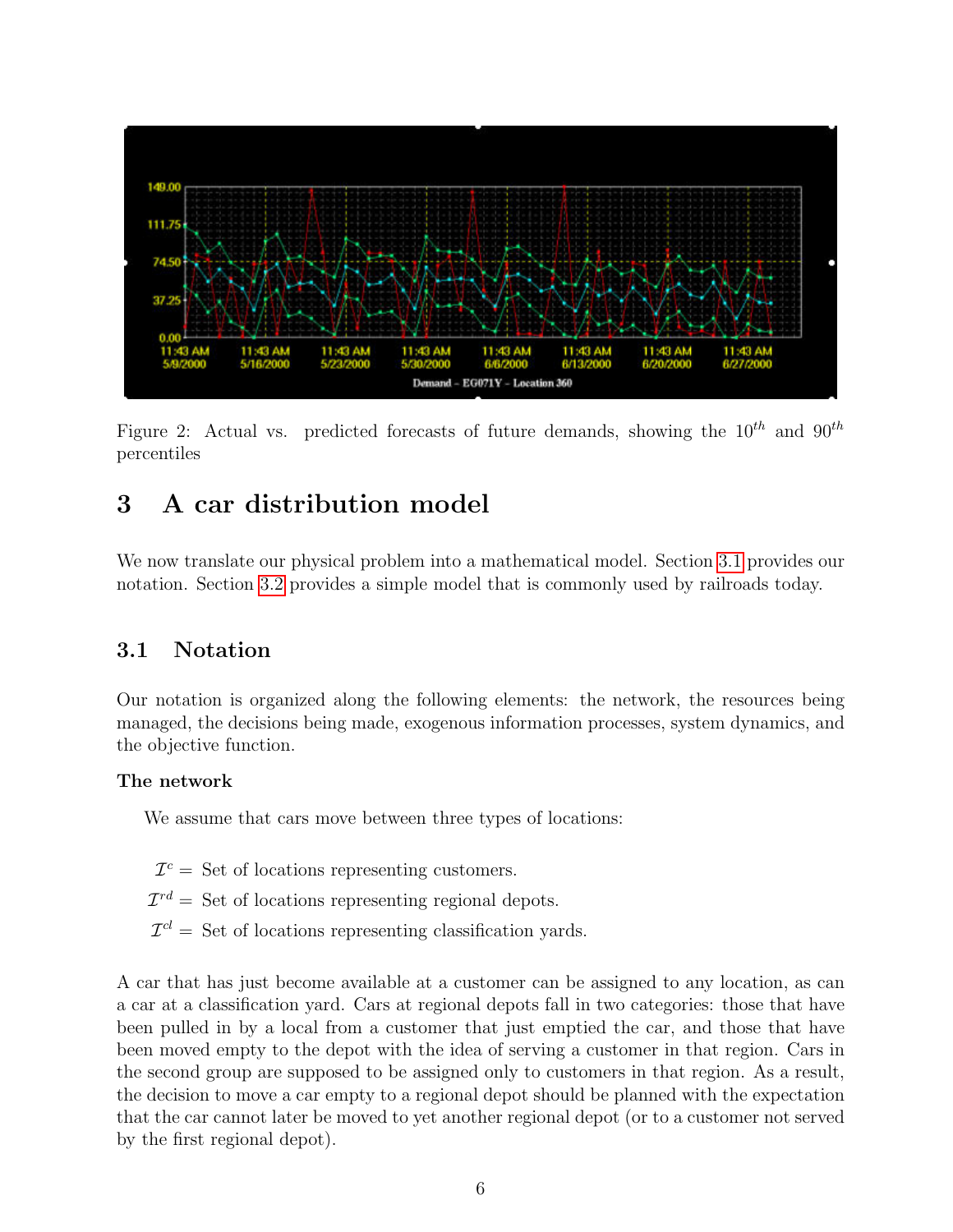Figure 2: Actual vs. predicted forecasts of future demands, showing the $10^{th}$ and $90^{th}$ percentiles

# 3 A car distribution model

We now translate our physical problem into a mathematical model. Section 3.1 provides our notation. Section 3.2 provides a simple model that is commonly used by railroads today.

## 3.1 Notation

Our notation is organized along the following elements: the network, the resources being managed, the decisions being made, exogenous information processes, system dynamics, and the objective function.

**The network**

We assume that cars move between three types of locations:

$\mathcal{I}^c =$ Set of locations representing customers.

$\mathcal{I}^{rd} =$ Set of locations representing regional depots.

$\mathcal{I}^{cl} =$ Set of locations representing classification yards.

A car that has just become available at a customer can be assigned to any location, as can a car at a classification yard. Cars at regional depots fall in two categories: those that have been pulled in by a local from a customer that just emptied the car, and those that have been moved empty to the depot with the idea of serving a customer in that region. Cars in the second group are supposed to be assigned only to customers in that region. As a result, the decision to move a car empty to a regional depot should be planned with the expectation that the car cannot later be moved to yet another regional depot (or to a customer not served by the first regional depot).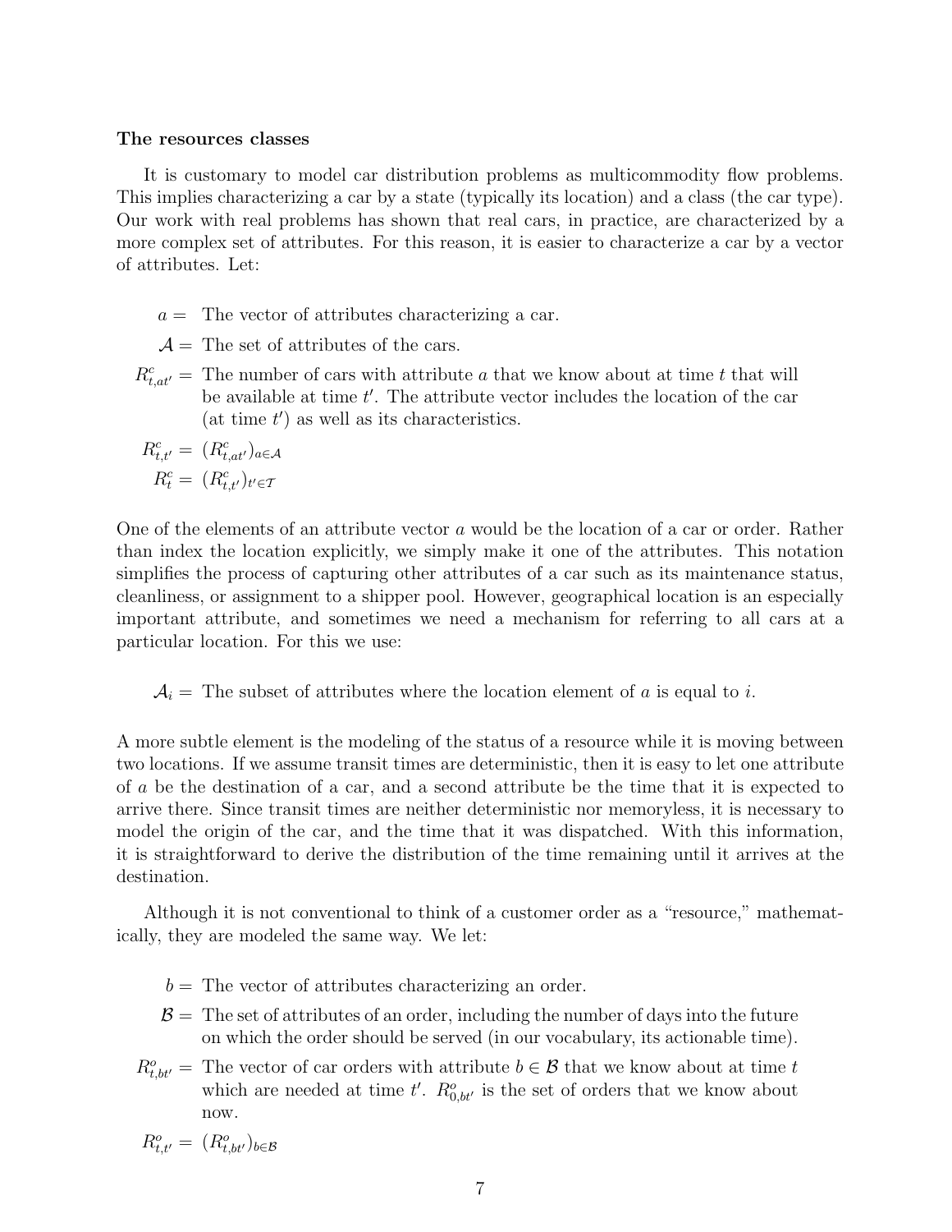**The resources classes**

It is customary to model car distribution problems as multicommodity flow problems. This implies characterizing a car by a state (typically its location) and a class (the car type). Our work with real problems has shown that real cars, in practice, are characterized by a more complex set of attributes. For this reason, it is easier to characterize a car by a vector of attributes. Let:

$a =$ The vector of attributes characterizing a car.

$\mathcal{A} =$ The set of attributes of the cars.

$R^c_{t,at'} =$ The number of cars with attribute $a$ that we know about at time $t$ that will be available at time $t'$. The attribute vector includes the location of the car (at time $t'$) as well as its characteristics.

$R^c_{t,t'} = (R^c_{t,at'})_{a \in \mathcal{A}}$

$R^c_t = (R^c_{t,t'})_{t' \in \mathcal{T}}$

One of the elements of an attribute vector $a$ would be the location of a car or order. Rather than index the location explicitly, we simply make it one of the attributes. This notation simplifies the process of capturing other attributes of a car such as its maintenance status, cleanliness, or assignment to a shipper pool. However, geographical location is an especially important attribute, and sometimes we need a mechanism for referring to all cars at a particular location. For this we use:

$\mathcal{A}_i =$ The subset of attributes where the location element of $a$ is equal to $i$.

A more subtle element is the modeling of the status of a resource while it is moving between two locations. If we assume transit times are deterministic, then it is easy to let one attribute of $a$ be the destination of a car, and a second attribute be the time that it is expected to arrive there. Since transit times are neither deterministic nor memoryless, it is necessary to model the origin of the car, and the time that it was dispatched. With this information, it is straightforward to derive the distribution of the time remaining until it arrives at the destination.

Although it is not conventional to think of a customer order as a "resource," mathematically, they are modeled the same way. We let:

$b =$ The vector of attributes characterizing an order.

$\mathcal{B} =$ The set of attributes of an order, including the number of days into the future on which the order should be served (in our vocabulary, its actionable time).

$R^o_{t,bt'} =$ The vector of car orders with attribute $b \in \mathcal{B}$ that we know about at time $t$ which are needed at time $t'$. $R^o_{0,bt'}$ is the set of orders that we know about now.

$R^o_{t,t'} = (R^o_{t,bt'})_{b \in \mathcal{B}}$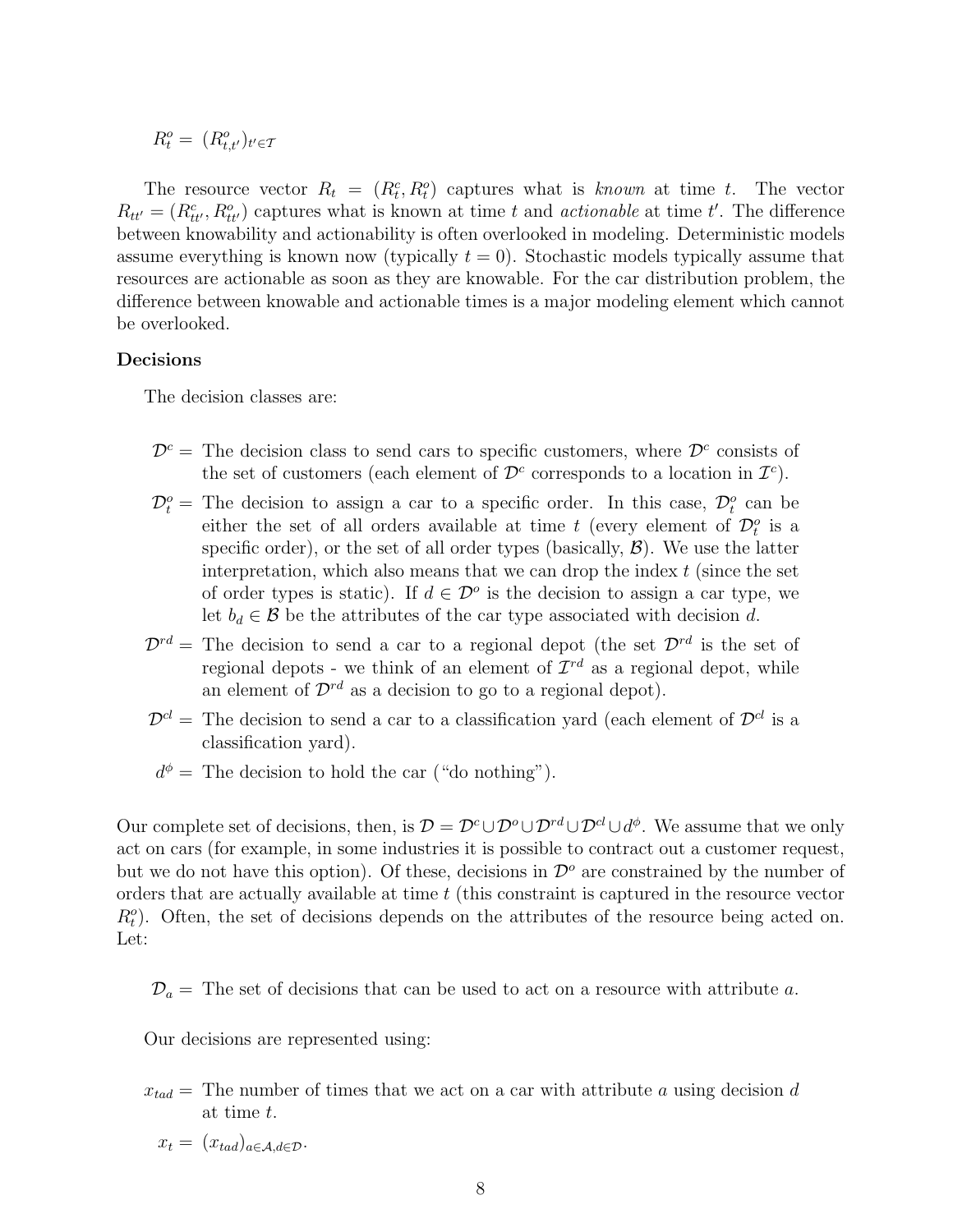$R_t^o = (R_{t,t'}^o)_{t' \in \mathcal{T}}$

The resource vector $R_t = (R_t^c, R_t^o)$ captures what is *known* at time $t$. The vector $R_{tt'} = (R_{tt'}^c, R_{tt'}^o)$ captures what is known at time $t$ and *actionable* at time $t'$. The difference between knowability and actionability is often overlooked in modeling. Deterministic models assume everything is known now (typically $t = 0$). Stochastic models typically assume that resources are actionable as soon as they are knowable. For the car distribution problem, the difference between knowable and actionable times is a major modeling element which cannot be overlooked.

### Decisions

The decision classes are:

$\mathcal{D}^c =$ The decision class to send cars to specific customers, where $\mathcal{D}^c$ consists of the set of customers (each element of $\mathcal{D}^c$ corresponds to a location in $\mathcal{I}^c$).

$\mathcal{D}_t^o =$ The decision to assign a car to a specific order. In this case, $\mathcal{D}_t^o$ can be either the set of all orders available at time $t$ (every element of $\mathcal{D}_t^o$ is a specific order), or the set of all order types (basically, $\mathcal{B}$). We use the latter interpretation, which also means that we can drop the index $t$ (since the set of order types is static). If $d \in \mathcal{D}^o$ is the decision to assign a car type, we let $b_d \in \mathcal{B}$ be the attributes of the car type associated with decision $d$.

$\mathcal{D}^{rd} =$ The decision to send a car to a regional depot (the set $\mathcal{D}^{rd}$ is the set of regional depots - we think of an element of $\mathcal{I}^{rd}$ as a regional depot, while an element of $\mathcal{D}^{rd}$ as a decision to go to a regional depot).

$\mathcal{D}^{cl} =$ The decision to send a car to a classification yard (each element of $\mathcal{D}^{cl}$ is a classification yard).

$d^{\phi} =$ The decision to hold the car ("do nothing").

Our complete set of decisions, then, is $\mathcal{D} = \mathcal{D}^c \cup \mathcal{D}^o \cup \mathcal{D}^{rd} \cup \mathcal{D}^{cl} \cup d^{\phi}$. We assume that we only act on cars (for example, in some industries it is possible to contract out a customer request, but we do not have this option). Of these, decisions in $\mathcal{D}^o$ are constrained by the number of orders that are actually available at time $t$ (this constraint is captured in the resource vector $R_t^o$). Often, the set of decisions depends on the attributes of the resource being acted on. Let:

$\mathcal{D}_a =$ The set of decisions that can be used to act on a resource with attribute $a$.

Our decisions are represented using:

$x_{tad} =$ The number of times that we act on a car with attribute $a$ using decision $d$ at time $t$.

$x_t = (x_{tad})_{a \in \mathcal{A}, d \in \mathcal{D}}$.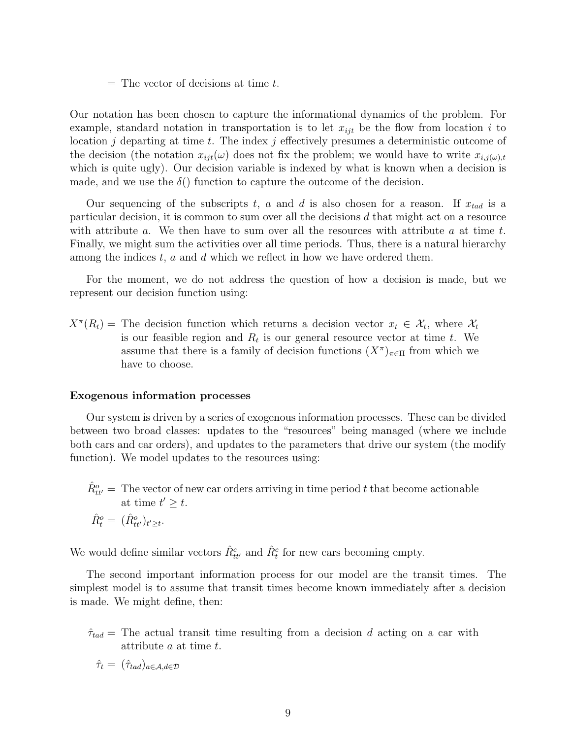= The vector of decisions at time $t$.

Our notation has been chosen to capture the informational dynamics of the problem. For example, standard notation in transportation is to let $x_{ijt}$ be the flow from location $i$ to location $j$ departing at time $t$. The index $j$ effectively presumes a deterministic outcome of the decision (the notation $x_{ijt}(\omega)$ does not fix the problem; we would have to write $x_{i,j(\omega),t}$ which is quite ugly). Our decision variable is indexed by what is known when a decision is made, and we use the $\delta()$ function to capture the outcome of the decision.

Our sequencing of the subscripts $t$, $a$ and $d$ is also chosen for a reason. If $x_{tad}$ is a particular decision, it is common to sum over all the decisions $d$ that might act on a resource with attribute $a$. We then have to sum over all the resources with attribute $a$ at time $t$. Finally, we might sum the activities over all time periods. Thus, there is a natural hierarchy among the indices $t$, $a$ and $d$ which we reflect in how we have ordered them.

For the moment, we do not address the question of how a decision is made, but we represent our decision function using:

$X^\pi(R_t)$ = The decision function which returns a decision vector $x_t \in \mathcal{X}_t$, where $\mathcal{X}_t$ is our feasible region and $R_t$ is our general resource vector at time $t$. We assume that there is a family of decision functions $(X^\pi)_{\pi \in \Pi}$ from which we have to choose.

**Exogenous information processes**

Our system is driven by a series of exogenous information processes. These can be divided between two broad classes: updates to the "resources" being managed (where we include both cars and car orders), and updates to the parameters that drive our system (the modify function). We model updates to the resources using:

$\hat{R}^o_{tt'}$ = The vector of new car orders arriving in time period $t$ that become actionable at time $t' \geq t$.

$\hat{R}^o_t$ = $(\hat{R}^o_{tt'})_{t' \geq t}$.

We would define similar vectors $\hat{R}^c_{tt'}$ and $\hat{R}^c_t$ for new cars becoming empty.

The second important information process for our model are the transit times. The simplest model is to assume that transit times become known immediately after a decision is made. We might define, then:

$\hat{\tau}_{tad}$ = The actual transit time resulting from a decision $d$ acting on a car with attribute $a$ at time $t$.

$\hat{\tau}_t$ = $(\hat{\tau}_{tad})_{a \in \mathcal{A}, d \in \mathcal{D}}$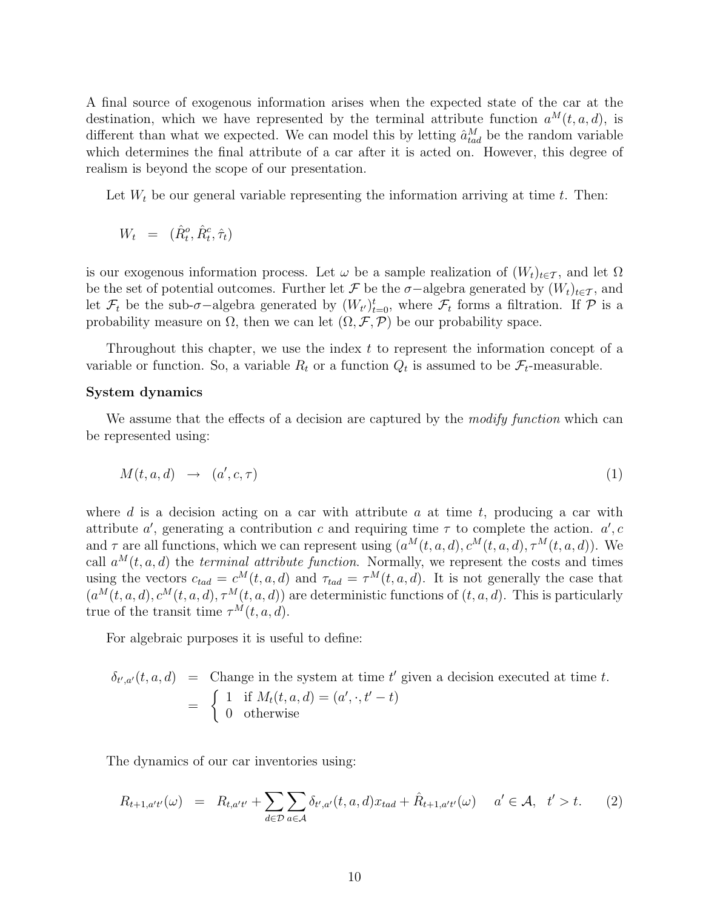A final source of exogenous information arises when the expected state of the car at the destination, which we have represented by the terminal attribute function $a^M(t,a,d)$, is different than what we expected. We can model this by letting $\hat{a}^M_{tad}$ be the random variable which determines the final attribute of a car after it is acted on. However, this degree of realism is beyond the scope of our presentation.

Let $W_t$ be our general variable representing the information arriving at time $t$. Then:

$$W_t \;\; = \;\; (\hat{R}^o_t, \hat{R}^c_t, \hat{\tau}_t)$$

is our exogenous information process. Let $\omega$ be a sample realization of $(W_t)_{t\in\mathcal{T}}$, and let $\Omega$ be the set of potential outcomes. Further let $\mathcal{F}$ be the $\sigma-$algebra generated by $(W_t)_{t\in\mathcal{T}}$, and let $\mathcal{F}_t$ be the sub-$\sigma-$algebra generated by $(W_{t'})_{t=0}^t$, where $\mathcal{F}_t$ forms a filtration. If $\mathcal{P}$ is a probability measure on $\Omega$, then we can let $(\Omega, \mathcal{F}, \mathcal{P})$ be our probability space.

Throughout this chapter, we use the index $t$ to represent the information concept of a variable or function. So, a variable $R_t$ or a function $Q_t$ is assumed to be $\mathcal{F}_t$-measurable.

**System dynamics**

We assume that the effects of a decision are captured by the *modify function* which can be represented using:

$$M(t,a,d) \;\; \rightarrow \;\; (a', c, \tau) \tag{1}$$

where $d$ is a decision acting on a car with attribute $a$ at time $t$, producing a car with attribute $a'$, generating a contribution $c$ and requiring time $\tau$ to complete the action. $a', c$ and $\tau$ are all functions, which we can represent using $(a^M(t,a,d), c^M(t,a,d), \tau^M(t,a,d))$. We call $a^M(t,a,d)$ the *terminal attribute function*. Normally, we represent the costs and times using the vectors $c_{tad} = c^M(t,a,d)$ and $\tau_{tad} = \tau^M(t,a,d)$. It is not generally the case that $(a^M(t,a,d), c^M(t,a,d), \tau^M(t,a,d))$ are deterministic functions of $(t,a,d)$. This is particularly true of the transit time $\tau^M(t,a,d)$.

For algebraic purposes it is useful to define:

$$\begin{aligned}
\delta_{t',a'}(t,a,d) \;\; &= \;\; \text{Change in the system at time } t' \text{ given a decision executed at time } t. \\
&= \;\; \begin{cases} 1 & \text{if } M_t(t,a,d) = (a', \cdot, t'-t) \\ 0 & \text{otherwise} \end{cases}
\end{aligned}$$

The dynamics of our car inventories using:

$$R_{t+1,a't'}(\omega) \;\; = \;\; R_{t,a't'} + \sum_{d\in\mathcal{D}}\sum_{a\in\mathcal{A}} \delta_{t',a'}(t,a,d)x_{tad} + \hat{R}_{t+1,a't'}(\omega) \quad a' \in \mathcal{A}, \;\; t' > t. \tag{2}$$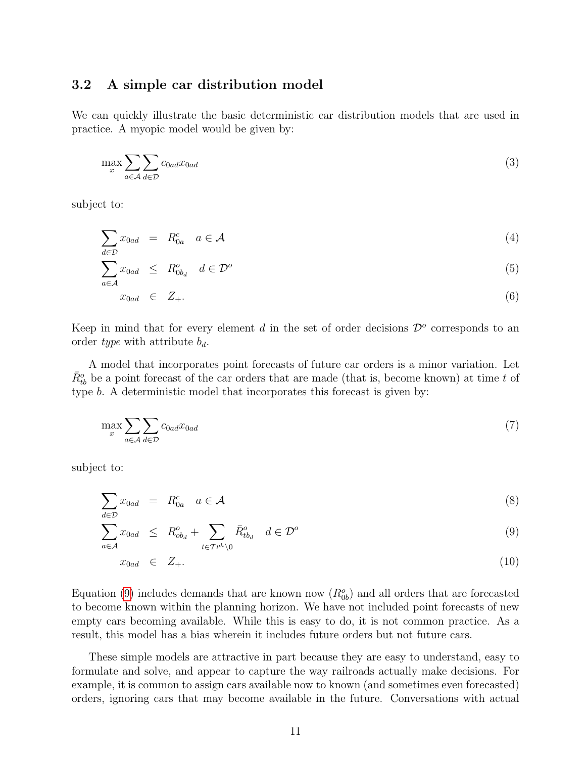### 3.2 A simple car distribution model

We can quickly illustrate the basic deterministic car distribution models that are used in practice. A myopic model would be given by:

$$\max_x \sum_{a\in\mathcal{A}} \sum_{d\in\mathcal{D}} c_{0ad} x_{0ad} \tag{3}$$

subject to:

$$\sum_{d\in\mathcal{D}} x_{0ad} = R^c_{0a} \quad a \in \mathcal{A} \tag{4}$$

$$\sum_{a\in\mathcal{A}} x_{0ad} \leq R^o_{0b_d} \quad d \in \mathcal{D}^o \tag{5}$$

$$x_{0ad} \in Z_+. \tag{6}$$

Keep in mind that for every element $d$ in the set of order decisions $\mathcal{D}^o$ corresponds to an order *type* with attribute $b_d$.

A model that incorporates point forecasts of future car orders is a minor variation. Let $\bar{R}^o_{tb}$ be a point forecast of the car orders that are made (that is, become known) at time $t$ of type $b$. A deterministic model that incorporates this forecast is given by:

$$\max_x \sum_{a\in\mathcal{A}} \sum_{d\in\mathcal{D}} c_{0ad} x_{0ad} \tag{7}$$

subject to:

$$\sum_{d\in\mathcal{D}} x_{0ad} = R^c_{0a} \quad a \in \mathcal{A} \tag{8}$$

$$\sum_{a\in\mathcal{A}} x_{0ad} \leq R^o_{ob_d} + \sum_{t\in\mathcal{T}^{ph}\setminus 0} \bar{R}^o_{tb_d} \quad d \in \mathcal{D}^o \tag{9}$$

$$x_{0ad} \in Z_+. \tag{10}$$

Equation (9) includes demands that are known now ($R^o_{0b}$) and all orders that are forecasted to become known within the planning horizon. We have not included point forecasts of new empty cars becoming available. While this is easy to do, it is not common practice. As a result, this model has a bias wherein it includes future orders but not future cars.

These simple models are attractive in part because they are easy to understand, easy to formulate and solve, and appear to capture the way railroads actually make decisions. For example, it is common to assign cars available now to known (and sometimes even forecasted) orders, ignoring cars that may become available in the future. Conversations with actual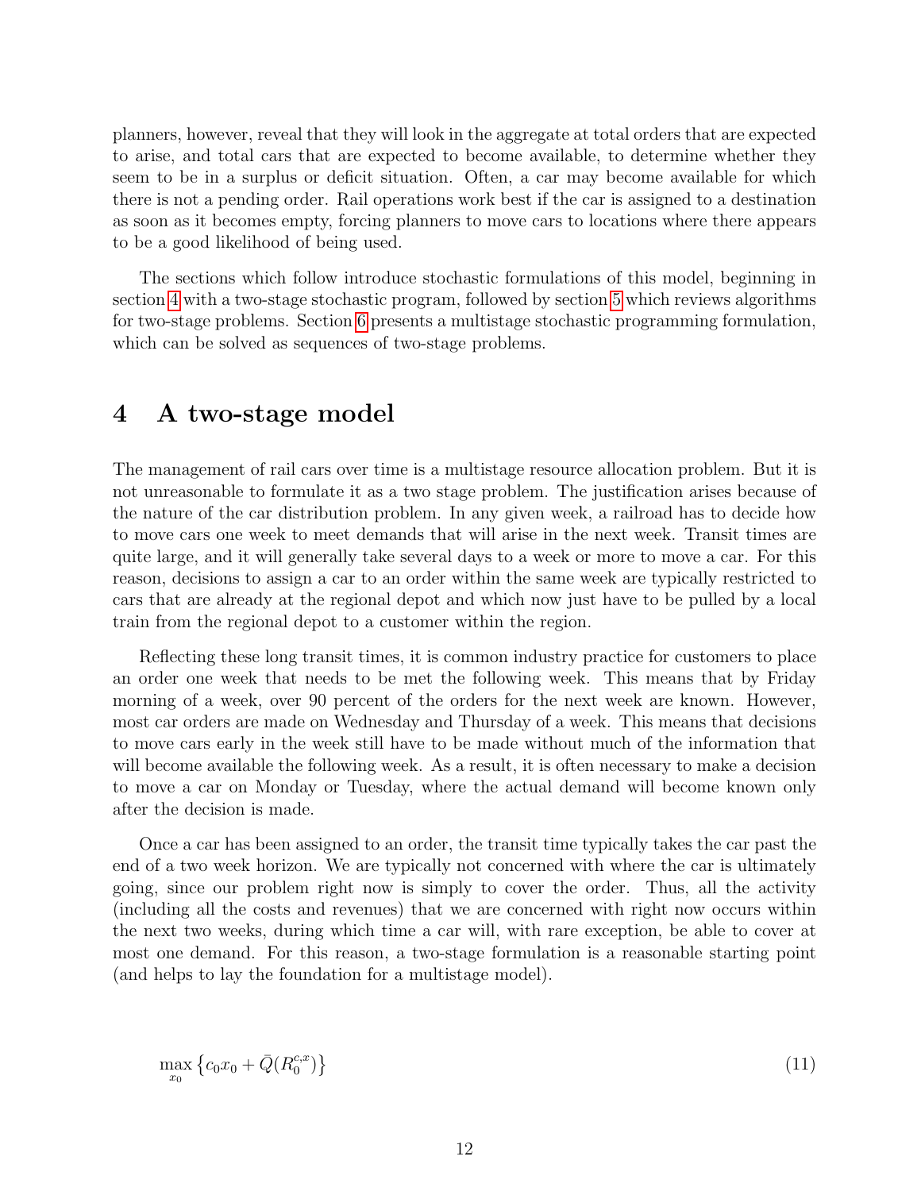planners, however, reveal that they will look in the aggregate at total orders that are expected to arise, and total cars that are expected to become available, to determine whether they seem to be in a surplus or deficit situation. Often, a car may become available for which there is not a pending order. Rail operations work best if the car is assigned to a destination as soon as it becomes empty, forcing planners to move cars to locations where there appears to be a good likelihood of being used.

The sections which follow introduce stochastic formulations of this model, beginning in section 4 with a two-stage stochastic program, followed by section 5 which reviews algorithms for two-stage problems. Section 6 presents a multistage stochastic programming formulation, which can be solved as sequences of two-stage problems.

# 4 A two-stage model

The management of rail cars over time is a multistage resource allocation problem. But it is not unreasonable to formulate it as a two stage problem. The justification arises because of the nature of the car distribution problem. In any given week, a railroad has to decide how to move cars one week to meet demands that will arise in the next week. Transit times are quite large, and it will generally take several days to a week or more to move a car. For this reason, decisions to assign a car to an order within the same week are typically restricted to cars that are already at the regional depot and which now just have to be pulled by a local train from the regional depot to a customer within the region.

Reflecting these long transit times, it is common industry practice for customers to place an order one week that needs to be met the following week. This means that by Friday morning of a week, over 90 percent of the orders for the next week are known. However, most car orders are made on Wednesday and Thursday of a week. This means that decisions to move cars early in the week still have to be made without much of the information that will become available the following week. As a result, it is often necessary to make a decision to move a car on Monday or Tuesday, where the actual demand will become known only after the decision is made.

Once a car has been assigned to an order, the transit time typically takes the car past the end of a two week horizon. We are typically not concerned with where the car is ultimately going, since our problem right now is simply to cover the order. Thus, all the activity (including all the costs and revenues) that we are concerned with right now occurs within the next two weeks, during which time a car will, with rare exception, be able to cover at most one demand. For this reason, a two-stage formulation is a reasonable starting point (and helps to lay the foundation for a multistage model).

$$\max_{x_0} \left\{ c_0 x_0 + \bar{Q}(R_0^{c,x}) \right\} \tag{11}$$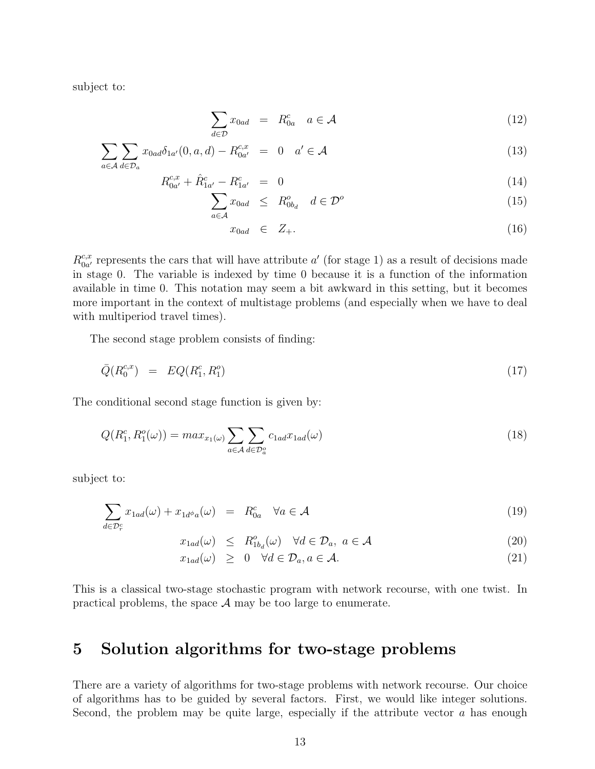subject to:

$$
\begin{aligned}
\sum_{d \in \mathcal{D}} x_{0ad} &= R^c_{0a} \quad a \in \mathcal{A} &(12)\\
\sum_{a \in \mathcal{A}} \sum_{d \in \mathcal{D}_a} x_{0ad}\delta_{1a'}(0, a, d) - R^{c,x}_{0a'} &= 0 \quad a' \in \mathcal{A} &(13)\\
R^{c,x}_{0a'} + \hat{R}^c_{1a'} - R^c_{1a'} &= 0 &(14)\\
\sum_{a \in \mathcal{A}} x_{0ad} &\leq R^o_{0b_d} \quad d \in \mathcal{D}^o &(15)\\
x_{0ad} &\in Z_+. &(16)
\end{aligned}
$$

$R^{c,x}_{0a'}$ represents the cars that will have attribute $a'$ (for stage 1) as a result of decisions made in stage 0. The variable is indexed by time 0 because it is a function of the information available in time 0. This notation may seem a bit awkward in this setting, but it becomes more important in the context of multistage problems (and especially when we have to deal with multiperiod travel times).

The second stage problem consists of finding:

$$
\bar{Q}(R^{c,x}_0) = EQ(R^c_1, R^o_1) \tag{17}
$$

The conditional second stage function is given by:

$$
Q(R^c_1, R^o_1(\omega)) = max_{x_1(\omega)} \sum_{a \in \mathcal{A}} \sum_{d \in \mathcal{D}^o_a} c_{1ad} x_{1ad}(\omega) \tag{18}
$$

subject to:

$$
\begin{aligned}
\sum_{d \in \mathcal{D}^c_r} x_{1ad}(\omega) + x_{1d^\phi a}(\omega) &= R^c_{0a} \quad \forall a \in \mathcal{A} &(19)\\
x_{1ad}(\omega) &\leq R^o_{1b_d}(\omega) \quad \forall d \in \mathcal{D}_a,\ a \in \mathcal{A} &(20)\\
x_{1ad}(\omega) &\geq 0 \quad \forall d \in \mathcal{D}_a, a \in \mathcal{A}. &(21)
\end{aligned}
$$

This is a classical two-stage stochastic program with network recourse, with one twist. In practical problems, the space $\mathcal{A}$ may be too large to enumerate.

# 5 Solution algorithms for two-stage problems

There are a variety of algorithms for two-stage problems with network recourse. Our choice of algorithms has to be guided by several factors. First, we would like integer solutions. Second, the problem may be quite large, especially if the attribute vector $a$ has enough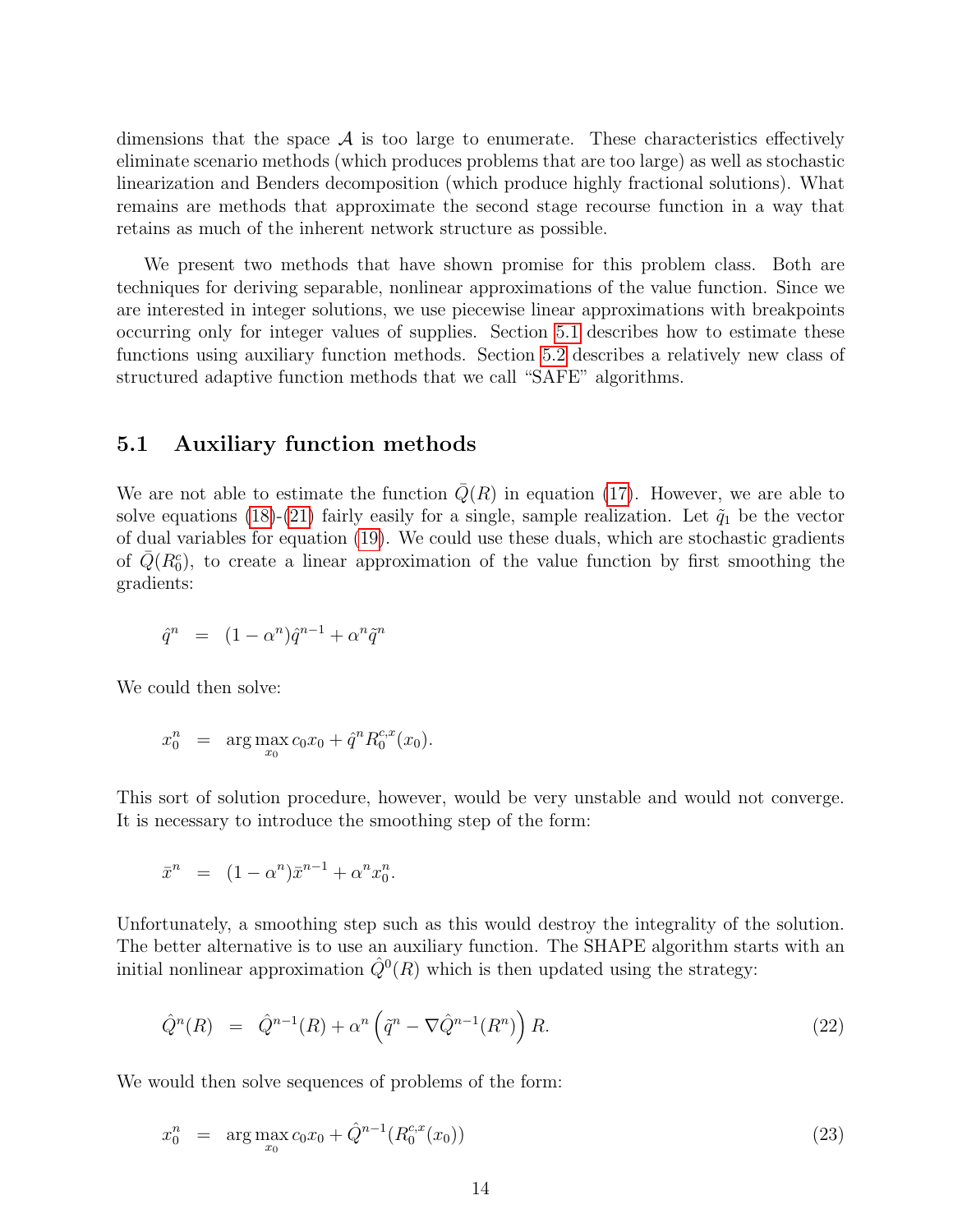dimensions that the space $\mathcal{A}$ is too large to enumerate. These characteristics effectively eliminate scenario methods (which produces problems that are too large) as well as stochastic linearization and Benders decomposition (which produce highly fractional solutions). What remains are methods that approximate the second stage recourse function in a way that retains as much of the inherent network structure as possible.

We present two methods that have shown promise for this problem class. Both are techniques for deriving separable, nonlinear approximations of the value function. Since we are interested in integer solutions, we use piecewise linear approximations with breakpoints occurring only for integer values of supplies. Section 5.1 describes how to estimate these functions using auxiliary function methods. Section 5.2 describes a relatively new class of structured adaptive function methods that we call "SAFE" algorithms.

## 5.1 Auxiliary function methods

We are not able to estimate the function $\bar{Q}(R)$ in equation (17). However, we are able to solve equations (18)-(21) fairly easily for a single, sample realization. Let $\tilde{q}_1$ be the vector of dual variables for equation (19). We could use these duals, which are stochastic gradients of $\bar{Q}(R^c_0)$, to create a linear approximation of the value function by first smoothing the gradients:

$$\hat{q}^n = (1-\alpha^n)\hat{q}^{n-1} + \alpha^n \tilde{q}^n$$

We could then solve:

$$x^n_0 = \arg\max_{x_0} c_0 x_0 + \hat{q}^n R^{c,x}_0(x_0).$$

This sort of solution procedure, however, would be very unstable and would not converge. It is necessary to introduce the smoothing step of the form:

$$\bar{x}^n = (1-\alpha^n)\bar{x}^{n-1} + \alpha^n x^n_0.$$

Unfortunately, a smoothing step such as this would destroy the integrality of the solution. The better alternative is to use an auxiliary function. The SHAPE algorithm starts with an initial nonlinear approximation $\hat{Q}^0(R)$ which is then updated using the strategy:

$$\hat{Q}^n(R) = \hat{Q}^{n-1}(R) + \alpha^n \left(\tilde{q}^n - \nabla \hat{Q}^{n-1}(R^n)\right) R. \tag{22}$$

We would then solve sequences of problems of the form:

$$x^n_0 = \arg\max_{x_0} c_0 x_0 + \hat{Q}^{n-1}(R^{c,x}_0(x_0)) \tag{23}$$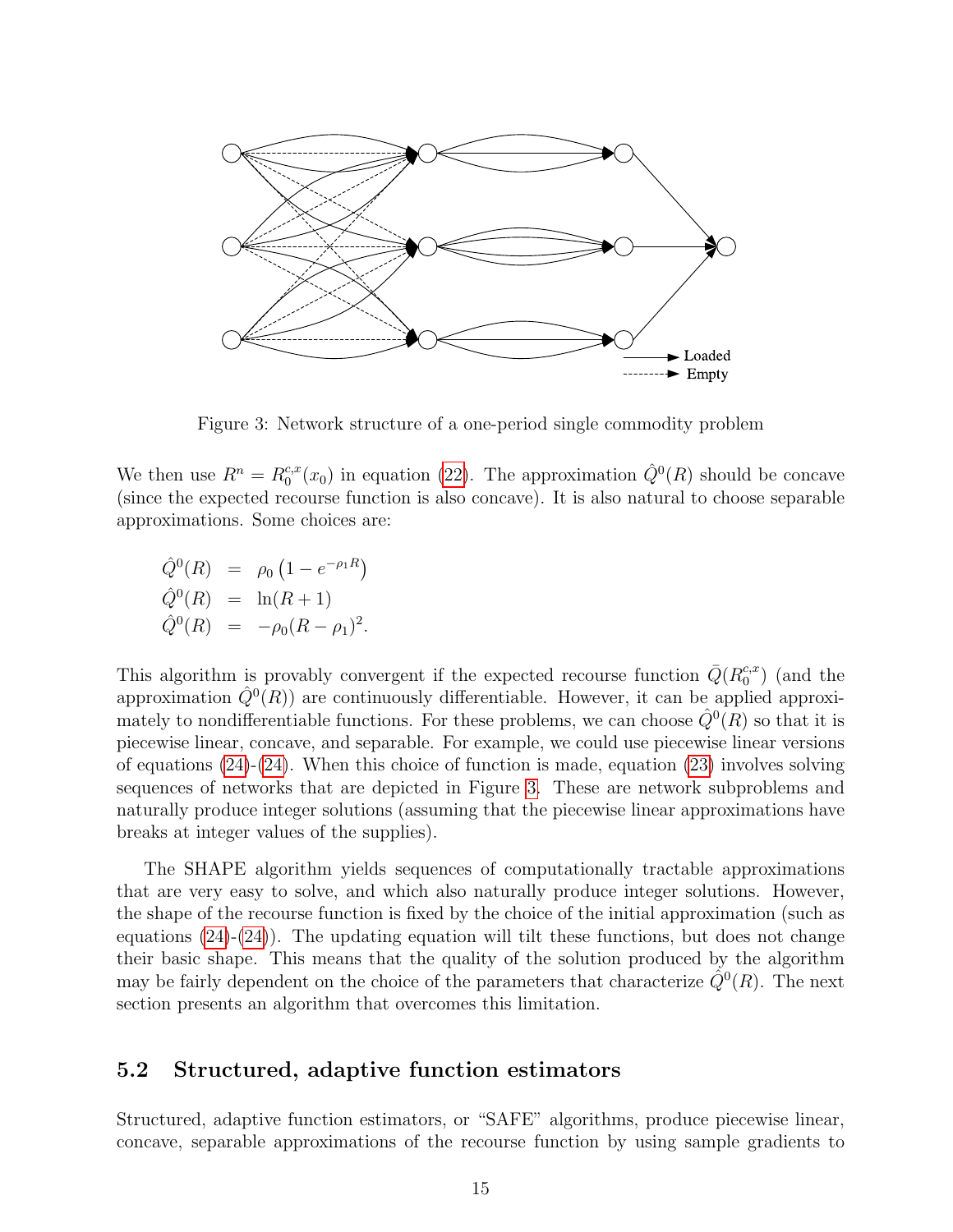Figure 3: Network structure of a one-period single commodity problem

We then use $R^n = R_0^{c,x}(x_0)$ in equation (22). The approximation $\hat{Q}^0(R)$ should be concave (since the expected recourse function is also concave). It is also natural to choose separable approximations. Some choices are:

$$
\begin{aligned}
\hat{Q}^0(R) &= \rho_0 \left(1 - e^{-\rho_1 R}\right) \\
\hat{Q}^0(R) &= \ln(R+1) \\
\hat{Q}^0(R) &= -\rho_0 (R - \rho_1)^2.
\end{aligned}
$$

This algorithm is provably convergent if the expected recourse function $\bar{Q}(R_0^{c,x})$ (and the approximation $\hat{Q}^0(R)$) are continuously differentiable. However, it can be applied approximately to nondifferentiable functions. For these problems, we can choose $\hat{Q}^0(R)$ so that it is piecewise linear, concave, and separable. For example, we could use piecewise linear versions of equations (24)-(24). When this choice of function is made, equation (23) involves solving sequences of networks that are depicted in Figure 3. These are network subproblems and naturally produce integer solutions (assuming that the piecewise linear approximations have breaks at integer values of the supplies).

The SHAPE algorithm yields sequences of computationally tractable approximations that are very easy to solve, and which also naturally produce integer solutions. However, the shape of the recourse function is fixed by the choice of the initial approximation (such as equations (24)-(24)). The updating equation will tilt these functions, but does not change their basic shape. This means that the quality of the solution produced by the algorithm may be fairly dependent on the choice of the parameters that characterize $\hat{Q}^0(R)$. The next section presents an algorithm that overcomes this limitation.

## 5.2 Structured, adaptive function estimators

Structured, adaptive function estimators, or "SAFE" algorithms, produce piecewise linear, concave, separable approximations of the recourse function by using sample gradients to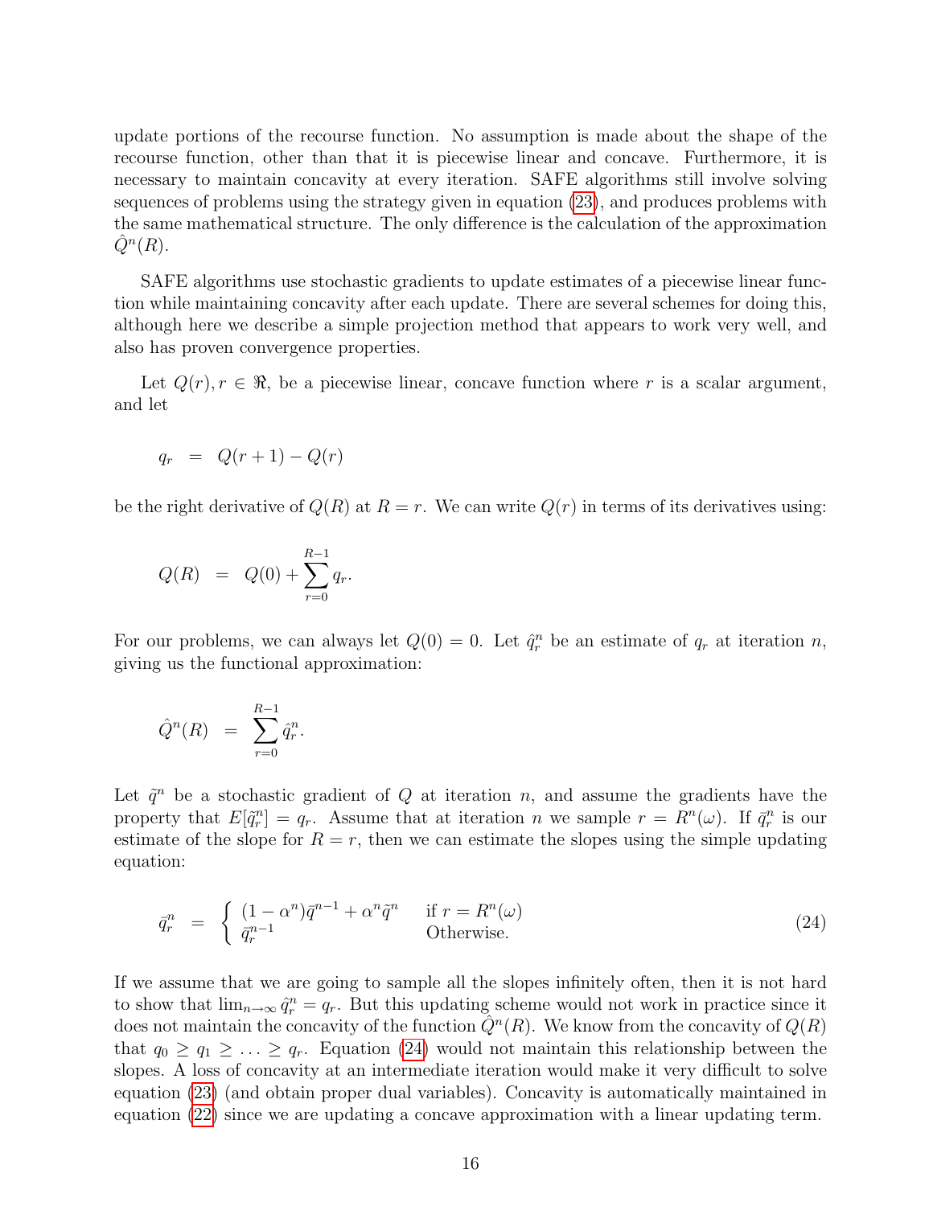update portions of the recourse function. No assumption is made about the shape of the recourse function, other than that it is piecewise linear and concave. Furthermore, it is necessary to maintain concavity at every iteration. SAFE algorithms still involve solving sequences of problems using the strategy given in equation (23), and produces problems with the same mathematical structure. The only difference is the calculation of the approximation $\hat{Q}^n(R)$.

SAFE algorithms use stochastic gradients to update estimates of a piecewise linear function while maintaining concavity after each update. There are several schemes for doing this, although here we describe a simple projection method that appears to work very well, and also has proven convergence properties.

Let $Q(r), r \in \Re$, be a piecewise linear, concave function where $r$ is a scalar argument, and let

$$q_r \;=\; Q(r+1) - Q(r)$$

be the right derivative of $Q(R)$ at $R = r$. We can write $Q(r)$ in terms of its derivatives using:

$$Q(R) \;=\; Q(0) + \sum_{r=0}^{R-1} q_r.$$

For our problems, we can always let $Q(0) = 0$. Let $\hat{q}_r^n$ be an estimate of $q_r$ at iteration $n$, giving us the functional approximation:

$$\hat{Q}^n(R) \;=\; \sum_{r=0}^{R-1} \hat{q}_r^n.$$

Let $\tilde{q}^n$ be a stochastic gradient of $Q$ at iteration $n$, and assume the gradients have the property that $E[\tilde{q}_r^n] = q_r$. Assume that at iteration $n$ we sample $r = R^n(\omega)$. If $\bar{q}_r^n$ is our estimate of the slope for $R = r$, then we can estimate the slopes using the simple updating equation:

$$\bar{q}_r^n \;=\; \begin{cases} (1-\alpha^n)\bar{q}^{n-1} + \alpha^n \tilde{q}^n & \text{if } r = R^n(\omega) \\ \bar{q}_r^{n-1} & \text{Otherwise.} \end{cases} \tag{24}$$

If we assume that we are going to sample all the slopes infinitely often, then it is not hard to show that $\lim_{n\to\infty} \hat{q}_r^n = q_r$. But this updating scheme would not work in practice since it does not maintain the concavity of the function $\hat{Q}^n(R)$. We know from the concavity of $Q(R)$ that $q_0 \geq q_1 \geq \ldots \geq q_r$. Equation (24) would not maintain this relationship between the slopes. A loss of concavity at an intermediate iteration would make it very difficult to solve equation (23) (and obtain proper dual variables). Concavity is automatically maintained in equation (22) since we are updating a concave approximation with a linear updating term.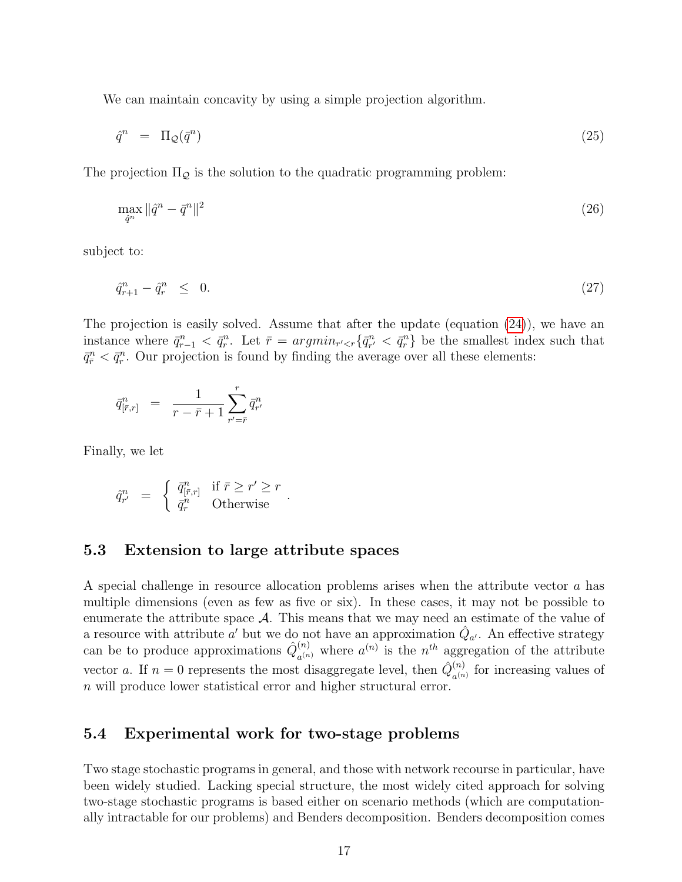We can maintain concavity by using a simple projection algorithm.

$$\hat{q}^n = \Pi_{\mathcal{Q}}(\bar{q}^n) \tag{25}$$

The projection $\Pi_{\mathcal{Q}}$ is the solution to the quadratic programming problem:

$$\max_{\hat{q}^n} \|\hat{q}^n - \bar{q}^n\|^2 \tag{26}$$

subject to:

$$\hat{q}^n_{r+1} - \hat{q}^n_r \leq 0. \tag{27}$$

The projection is easily solved. Assume that after the update (equation (24)), we have an instance where $\bar{q}^n_{r-1} < \bar{q}^n_r$. Let $\bar{r} = argmin_{r'<r}\{\bar{q}^n_{r'} < \bar{q}^n_r\}$ be the smallest index such that $\bar{q}^n_{\bar{r}} < \bar{q}^n_r$. Our projection is found by finding the average over all these elements:

$$\bar{q}^n_{[\bar{r},r]} = \frac{1}{r - \bar{r} + 1} \sum_{r'=\bar{r}}^{r} \bar{q}^n_{r'}$$

Finally, we let

$$\hat{q}^n_{r'} = \begin{cases} \bar{q}^n_{[\bar{r},r]} & \text{if } \bar{r} \geq r' \geq r \\ \bar{q}^n_r & \text{Otherwise} \end{cases}.$$

## 5.3 Extension to large attribute spaces

A special challenge in resource allocation problems arises when the attribute vector $a$ has multiple dimensions (even as few as five or six). In these cases, it may not be possible to enumerate the attribute space $\mathcal{A}$. This means that we may need an estimate of the value of a resource with attribute $a'$ but we do not have an approximation $\hat{Q}_{a'}$. An effective strategy can be to produce approximations $\hat{Q}^{(n)}_{a^{(n)}}$ where $a^{(n)}$ is the $n^{th}$ aggregation of the attribute vector $a$. If $n = 0$ represents the most disaggregate level, then $\hat{Q}^{(n)}_{a^{(n)}}$ for increasing values of $n$ will produce lower statistical error and higher structural error.

## 5.4 Experimental work for two-stage problems

Two stage stochastic programs in general, and those with network recourse in particular, have been widely studied. Lacking special structure, the most widely cited approach for solving two-stage stochastic programs is based either on scenario methods (which are computationally intractable for our problems) and Benders decomposition. Benders decomposition comes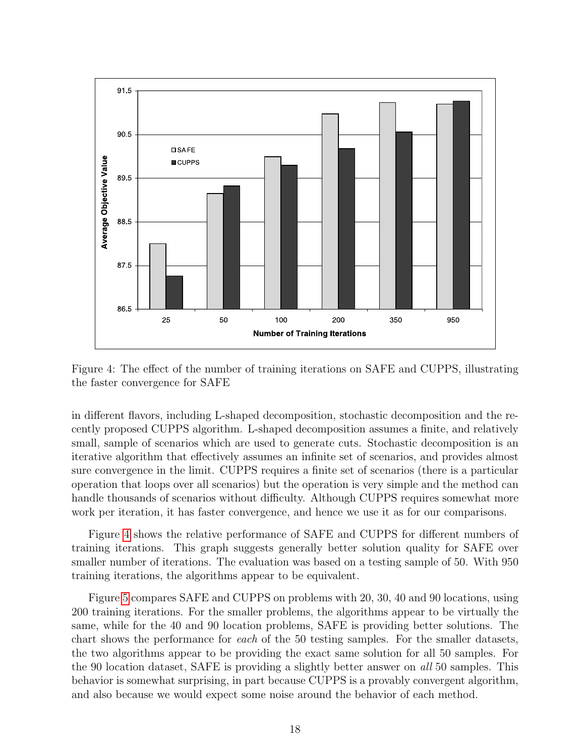Figure 4: The effect of the number of training iterations on SAFE and CUPPS, illustrating the faster convergence for SAFE

in different flavors, including L-shaped decomposition, stochastic decomposition and the recently proposed CUPPS algorithm. L-shaped decomposition assumes a finite, and relatively small, sample of scenarios which are used to generate cuts. Stochastic decomposition is an iterative algorithm that effectively assumes an infinite set of scenarios, and provides almost sure convergence in the limit. CUPPS requires a finite set of scenarios (there is a particular operation that loops over all scenarios) but the operation is very simple and the method can handle thousands of scenarios without difficulty. Although CUPPS requires somewhat more work per iteration, it has faster convergence, and hence we use it as for our comparisons.

Figure 4 shows the relative performance of SAFE and CUPPS for different numbers of training iterations. This graph suggests generally better solution quality for SAFE over smaller number of iterations. The evaluation was based on a testing sample of 50. With 950 training iterations, the algorithms appear to be equivalent.

Figure 5 compares SAFE and CUPPS on problems with 20, 30, 40 and 90 locations, using 200 training iterations. For the smaller problems, the algorithms appear to be virtually the same, while for the 40 and 90 location problems, SAFE is providing better solutions. The chart shows the performance for *each* of the 50 testing samples. For the smaller datasets, the two algorithms appear to be providing the exact same solution for all 50 samples. For the 90 location dataset, SAFE is providing a slightly better answer on *all* 50 samples. This behavior is somewhat surprising, in part because CUPPS is a provably convergent algorithm, and also because we would expect some noise around the behavior of each method.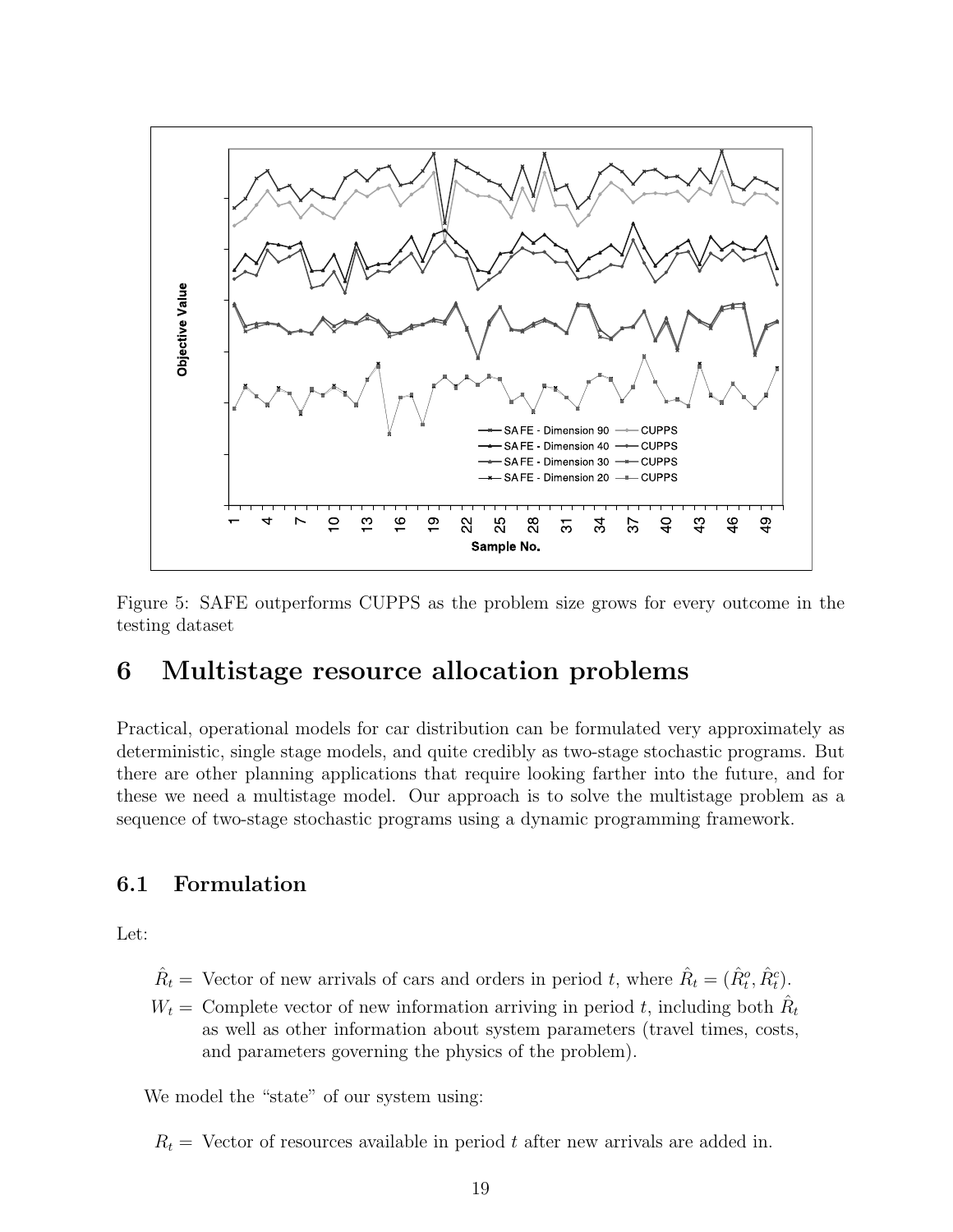Figure 5: SAFE outperforms CUPPS as the problem size grows for every outcome in the testing dataset

# 6 Multistage resource allocation problems

Practical, operational models for car distribution can be formulated very approximately as deterministic, single stage models, and quite credibly as two-stage stochastic programs. But there are other planning applications that require looking farther into the future, and for these we need a multistage model. Our approach is to solve the multistage problem as a sequence of two-stage stochastic programs using a dynamic programming framework.

## 6.1 Formulation

Let:

$\hat{R}_t =$ Vector of new arrivals of cars and orders in period $t$, where $\hat{R}_t = (\hat{R}^o_t, \hat{R}^c_t)$.

$W_t =$ Complete vector of new information arriving in period $t$, including both $\hat{R}_t$ as well as other information about system parameters (travel times, costs, and parameters governing the physics of the problem).

We model the "state" of our system using:

$R_t =$ Vector of resources available in period $t$ after new arrivals are added in.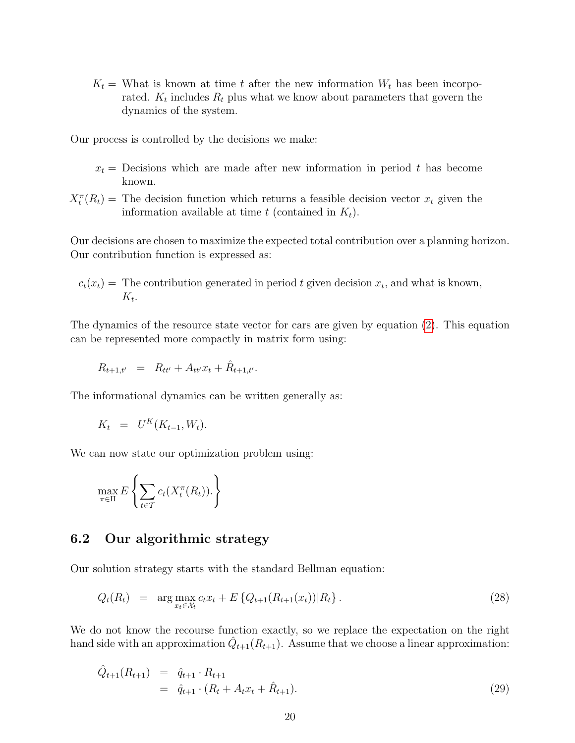$K_t =$ What is known at time $t$ after the new information $W_t$ has been incorporated. $K_t$ includes $R_t$ plus what we know about parameters that govern the dynamics of the system.

Our process is controlled by the decisions we make:

$x_t =$ Decisions which are made after new information in period $t$ has become known.

$X_t^\pi(R_t) =$ The decision function which returns a feasible decision vector $x_t$ given the information available at time $t$ (contained in $K_t$).

Our decisions are chosen to maximize the expected total contribution over a planning horizon. Our contribution function is expressed as:

$c_t(x_t) =$ The contribution generated in period $t$ given decision $x_t$, and what is known, $K_t$.

The dynamics of the resource state vector for cars are given by equation (2). This equation can be represented more compactly in matrix form using:

$$R_{t+1,t'} \;\; = \;\; R_{tt'} + A_{tt'}x_t + \hat{R}_{t+1,t'}.$$

The informational dynamics can be written generally as:

$$K_t \;\; = \;\; U^K(K_{t-1}, W_t).$$

We can now state our optimization problem using:

$$\max_{\pi \in \Pi} E\left\{ \sum_{t \in \mathcal{T}} c_t(X_t^\pi(R_t)). \right\}$$

## 6.2 Our algorithmic strategy

Our solution strategy starts with the standard Bellman equation:

$$Q_t(R_t) \;\; = \;\; \arg\max_{x_t \in \mathcal{X}_t} c_t x_t + E\left\{ Q_{t+1}(R_{t+1}(x_t)) | R_t \right\}. \tag{28}$$

We do not know the recourse function exactly, so we replace the expectation on the right hand side with an approximation $\hat{Q}_{t+1}(R_{t+1})$. Assume that we choose a linear approximation:

$$\begin{aligned} \hat{Q}_{t+1}(R_{t+1}) \;\; &= \;\; \hat{q}_{t+1} \cdot R_{t+1} \\ &= \;\; \hat{q}_{t+1} \cdot (R_t + A_t x_t + \hat{R}_{t+1}). \end{aligned} \tag{29}$$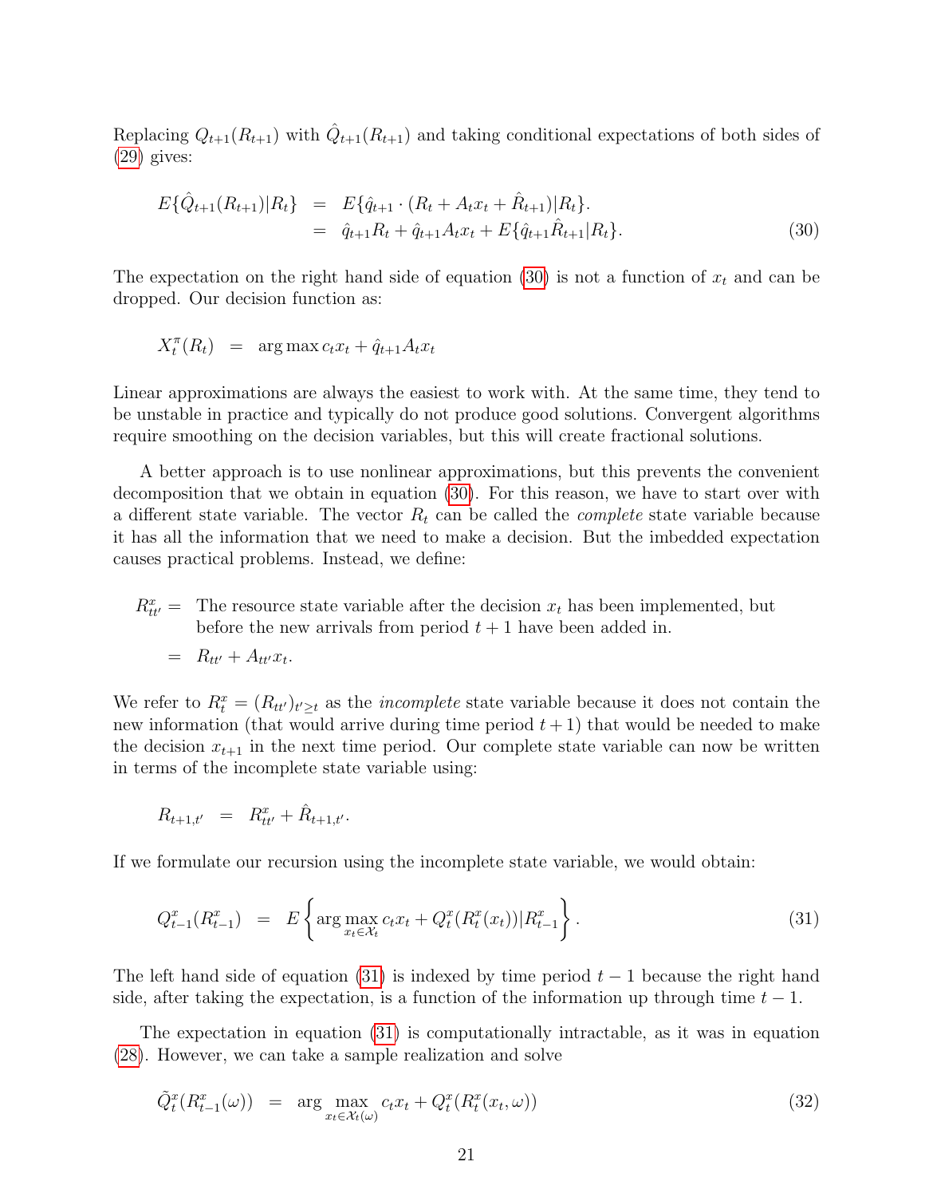Replacing $Q_{t+1}(R_{t+1})$ with $\hat{Q}_{t+1}(R_{t+1})$ and taking conditional expectations of both sides of (29) gives:

$$
\begin{aligned}
E\{\hat{Q}_{t+1}(R_{t+1})|R_t\} &= E\{\hat{q}_{t+1} \cdot (R_t + A_t x_t + \hat{R}_{t+1})|R_t\}. \\
&= \hat{q}_{t+1} R_t + \hat{q}_{t+1} A_t x_t + E\{\hat{q}_{t+1} \hat{R}_{t+1}|R_t\}.
\end{aligned} \tag{30}
$$

The expectation on the right hand side of equation (30) is not a function of $x_t$ and can be dropped. Our decision function as:

$$
X_t^\pi(R_t) = \arg\max c_t x_t + \hat{q}_{t+1} A_t x_t
$$

Linear approximations are always the easiest to work with. At the same time, they tend to be unstable in practice and typically do not produce good solutions. Convergent algorithms require smoothing on the decision variables, but this will create fractional solutions.

A better approach is to use nonlinear approximations, but this prevents the convenient decomposition that we obtain in equation (30). For this reason, we have to start over with a different state variable. The vector $R_t$ can be called the *complete* state variable because it has all the information that we need to make a decision. But the imbedded expectation causes practical problems. Instead, we define:

$R^x_{tt'}$ = The resource state variable after the decision $x_t$ has been implemented, but before the new arrivals from period $t+1$ have been added in.
$= R_{tt'} + A_{tt'} x_t$.

We refer to $R^x_t = (R_{tt'})_{t' \geq t}$ as the *incomplete* state variable because it does not contain the new information (that would arrive during time period $t+1$) that would be needed to make the decision $x_{t+1}$ in the next time period. Our complete state variable can now be written in terms of the incomplete state variable using:

$$
R_{t+1,t'} = R^x_{tt'} + \hat{R}_{t+1,t'}.
$$

If we formulate our recursion using the incomplete state variable, we would obtain:

$$
Q^x_{t-1}(R^x_{t-1}) = E\left\{ \arg\max_{x_t \in \mathcal{X}_t} c_t x_t + Q^x_t(R^x_t(x_t)) | R^x_{t-1} \right\}. \tag{31}
$$

The left hand side of equation (31) is indexed by time period $t-1$ because the right hand side, after taking the expectation, is a function of the information up through time $t-1$.

The expectation in equation (31) is computationally intractable, as it was in equation (28). However, we can take a sample realization and solve

$$
\tilde{Q}^x_t(R^x_{t-1}(\omega)) = \arg\max_{x_t \in \mathcal{X}_t(\omega)} c_t x_t + Q^x_t(R^x_t(x_t, \omega)) \tag{32}
$$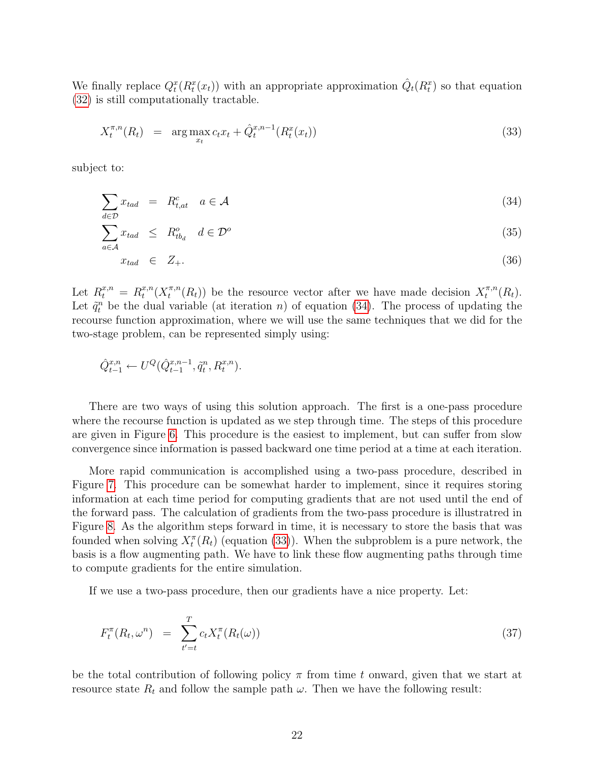We finally replace $Q_t^x(R_t^x(x_t))$ with an appropriate approximation $\hat{Q}_t(R_t^x)$ so that equation (32) is still computationally tractable.

$$X_t^{\pi,n}(R_t) \;=\; \arg\max_{x_t} c_t x_t + \hat{Q}_t^{x,n-1}(R_t^x(x_t)) \tag{33}$$

subject to:

$$\sum_{d \in \mathcal{D}} x_{tad} \;=\; R_{t,at}^c \quad a \in \mathcal{A} \tag{34}$$

$$\sum_{a \in \mathcal{A}} x_{tad} \;\leq\; R_{tb_d}^o \quad d \in \mathcal{D}^o \tag{35}$$

$$x_{tad} \;\in\; Z_+. \tag{36}$$

Let $R_t^{x,n} = R_t^{x,n}(X_t^{\pi,n}(R_t))$ be the resource vector after we have made decision $X_t^{\pi,n}(R_t)$. Let $\tilde{q}_t^n$ be the dual variable (at iteration $n$) of equation (34). The process of updating the recourse function approximation, where we will use the same techniques that we did for the two-stage problem, can be represented simply using:

$$\hat{Q}_{t-1}^{x,n} \leftarrow U^Q(\hat{Q}_{t-1}^{x,n-1}, \tilde{q}_t^n, R_t^{x,n}).$$

There are two ways of using this solution approach. The first is a one-pass procedure where the recourse function is updated as we step through time. The steps of this procedure are given in Figure 6. This procedure is the easiest to implement, but can suffer from slow convergence since information is passed backward one time period at a time at each iteration.

More rapid communication is accomplished using a two-pass procedure, described in Figure 7. This procedure can be somewhat harder to implement, since it requires storing information at each time period for computing gradients that are not used until the end of the forward pass. The calculation of gradients from the two-pass procedure is illustrated in Figure 8. As the algorithm steps forward in time, it is necessary to store the basis that was founded when solving $X_t^\pi(R_t)$ (equation (33)). When the subproblem is a pure network, the basis is a flow augmenting path. We have to link these flow augmenting paths through time to compute gradients for the entire simulation.

If we use a two-pass procedure, then our gradients have a nice property. Let:

$$F_t^\pi(R_t, \omega^n) \;=\; \sum_{t'=t}^{T} c_t X_t^\pi(R_t(\omega)) \tag{37}$$

be the total contribution of following policy $\pi$ from time $t$ onward, given that we start at resource state $R_t$ and follow the sample path $\omega$. Then we have the following result: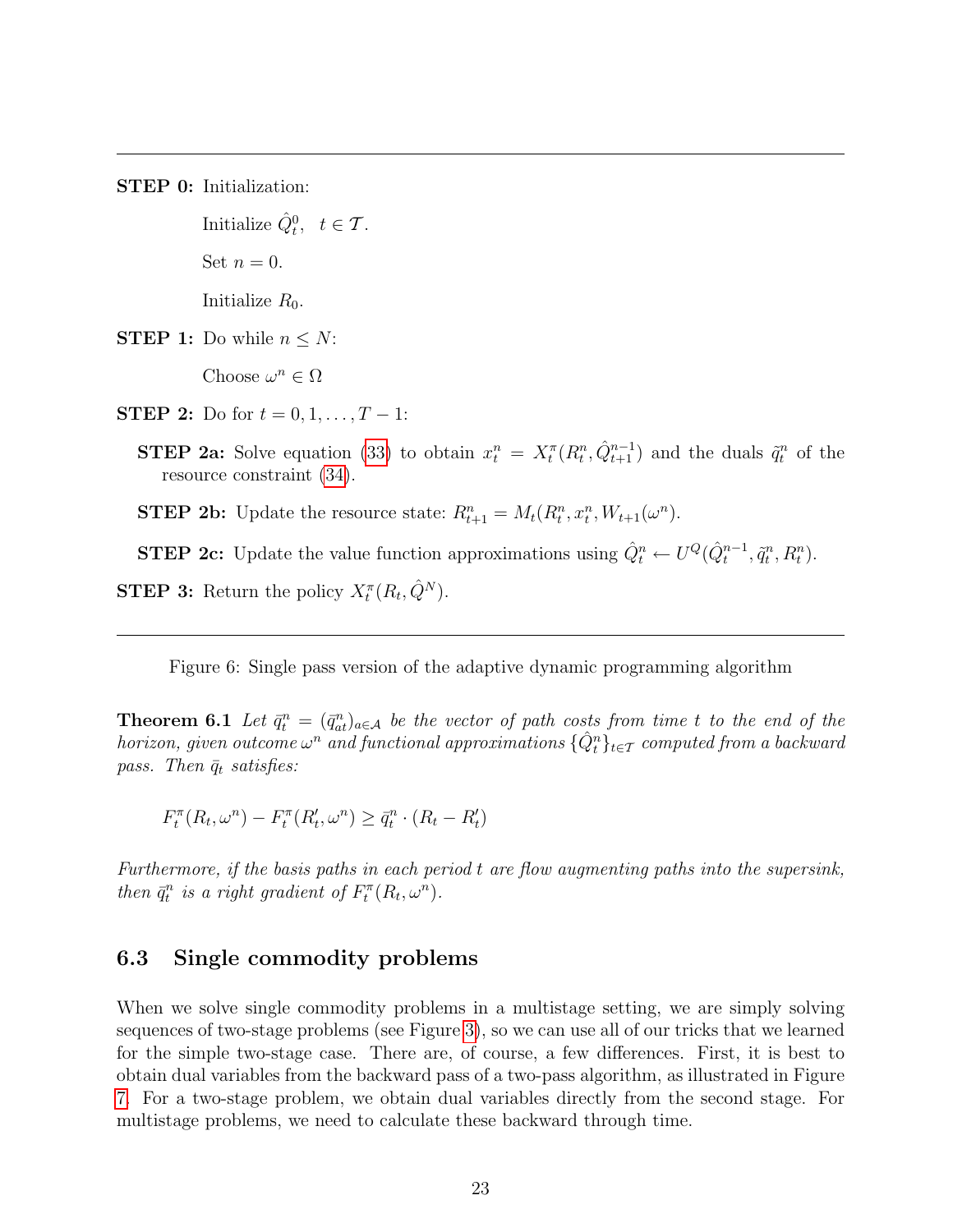**STEP 0:** Initialization:

Initialize $\hat{Q}_t^0, \quad t \in \mathcal{T}$.

Set $n = 0$.

Initialize $R_0$.

**STEP 1:** Do while $n \leq N$:

Choose $\omega^n \in \Omega$

**STEP 2:** Do for $t = 0, 1, \ldots, T-1$:

**STEP 2a:** Solve equation (33) to obtain $x_t^n = X_t^\pi(R_t^n, \hat{Q}_{t+1}^{n-1})$ and the duals $\tilde{q}_t^n$ of the resource constraint (34).

**STEP 2b:** Update the resource state: $R_{t+1}^n = M_t(R_t^n, x_t^n, W_{t+1}(\omega^n))$.

**STEP 2c:** Update the value function approximations using $\hat{Q}_t^n \leftarrow U^Q(\hat{Q}_t^{n-1}, \tilde{q}_t^n, R_t^n)$.

**STEP 3:** Return the policy $X_t^\pi(R_t, \hat{Q}^N)$.

Figure 6: Single pass version of the adaptive dynamic programming algorithm

**Theorem 6.1** *Let $\bar{q}_t^n = (\bar{q}_{at}^n)_{a \in \mathcal{A}}$ be the vector of path costs from time $t$ to the end of the horizon, given outcome $\omega^n$ and functional approximations $\{\hat{Q}_t^n\}_{t \in \mathcal{T}}$ computed from a backward pass. Then $\bar{q}_t$ satisfies:*

$$F_t^\pi(R_t, \omega^n) - F_t^\pi(R_t', \omega^n) \geq \bar{q}_t^n \cdot (R_t - R_t')$$

*Furthermore, if the basis paths in each period $t$ are flow augmenting paths into the supersink, then $\bar{q}_t^n$ is a right gradient of $F_t^\pi(R_t, \omega^n)$.*

## 6.3 Single commodity problems

When we solve single commodity problems in a multistage setting, we are simply solving sequences of two-stage problems (see Figure 3), so we can use all of our tricks that we learned for the simple two-stage case. There are, of course, a few differences. First, it is best to obtain dual variables from the backward pass of a two-pass algorithm, as illustrated in Figure 7. For a two-stage problem, we obtain dual variables directly from the second stage. For multistage problems, we need to calculate these backward through time.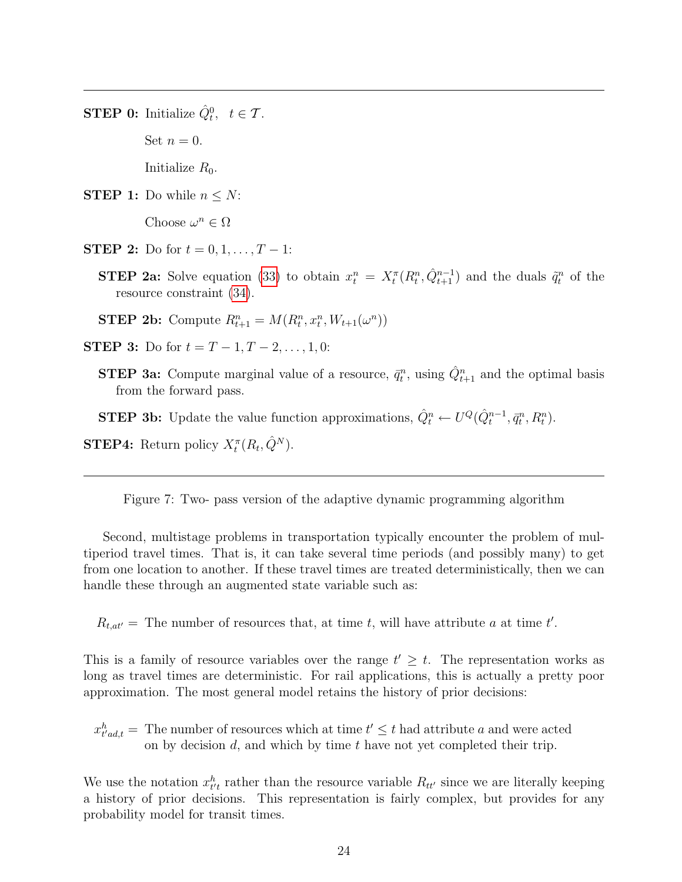---

**STEP 0:** Initialize $\hat{Q}^0_t, \;\; t \in \mathcal{T}$.

Set $n = 0$.

Initialize $R_0$.

**STEP 1:** Do while $n \leq N$:

Choose $\omega^n \in \Omega$

**STEP 2:** Do for $t = 0, 1, \ldots, T-1$:

**STEP 2a:** Solve equation (33) to obtain $x^n_t = X^\pi_t(R^n_t, \hat{Q}^{n-1}_{t+1})$ and the duals $\tilde{q}^n_t$ of the resource constraint (34).

**STEP 2b:** Compute $R^n_{t+1} = M(R^n_t, x^n_t, W_{t+1}(\omega^n))$

**STEP 3:** Do for $t = T-1, T-2, \ldots, 1, 0$:

**STEP 3a:** Compute marginal value of a resource, $\bar{q}^n_t$, using $\hat{Q}^n_{t+1}$ and the optimal basis from the forward pass.

**STEP 3b:** Update the value function approximations, $\hat{Q}^n_t \leftarrow U^Q(\hat{Q}^{n-1}_t, \bar{q}^n_t, R^n_t)$.

**STEP4:** Return policy $X^\pi_t(R_t, \hat{Q}^N)$.

---

Figure 7: Two- pass version of the adaptive dynamic programming algorithm

Second, multistage problems in transportation typically encounter the problem of multiperiod travel times. That is, it can take several time periods (and possibly many) to get from one location to another. If these travel times are treated deterministically, then we can handle these through an augmented state variable such as:

$R_{t,at'} =$ The number of resources that, at time $t$, will have attribute $a$ at time $t'$.

This is a family of resource variables over the range $t' \geq t$. The representation works as long as travel times are deterministic. For rail applications, this is actually a pretty poor approximation. The most general model retains the history of prior decisions:

$x^h_{t'ad,t} =$ The number of resources which at time $t' \leq t$ had attribute $a$ and were acted on by decision $d$, and which by time $t$ have not yet completed their trip.

We use the notation $x^h_{t't}$ rather than the resource variable $R_{tt'}$ since we are literally keeping a history of prior decisions. This representation is fairly complex, but provides for any probability model for transit times.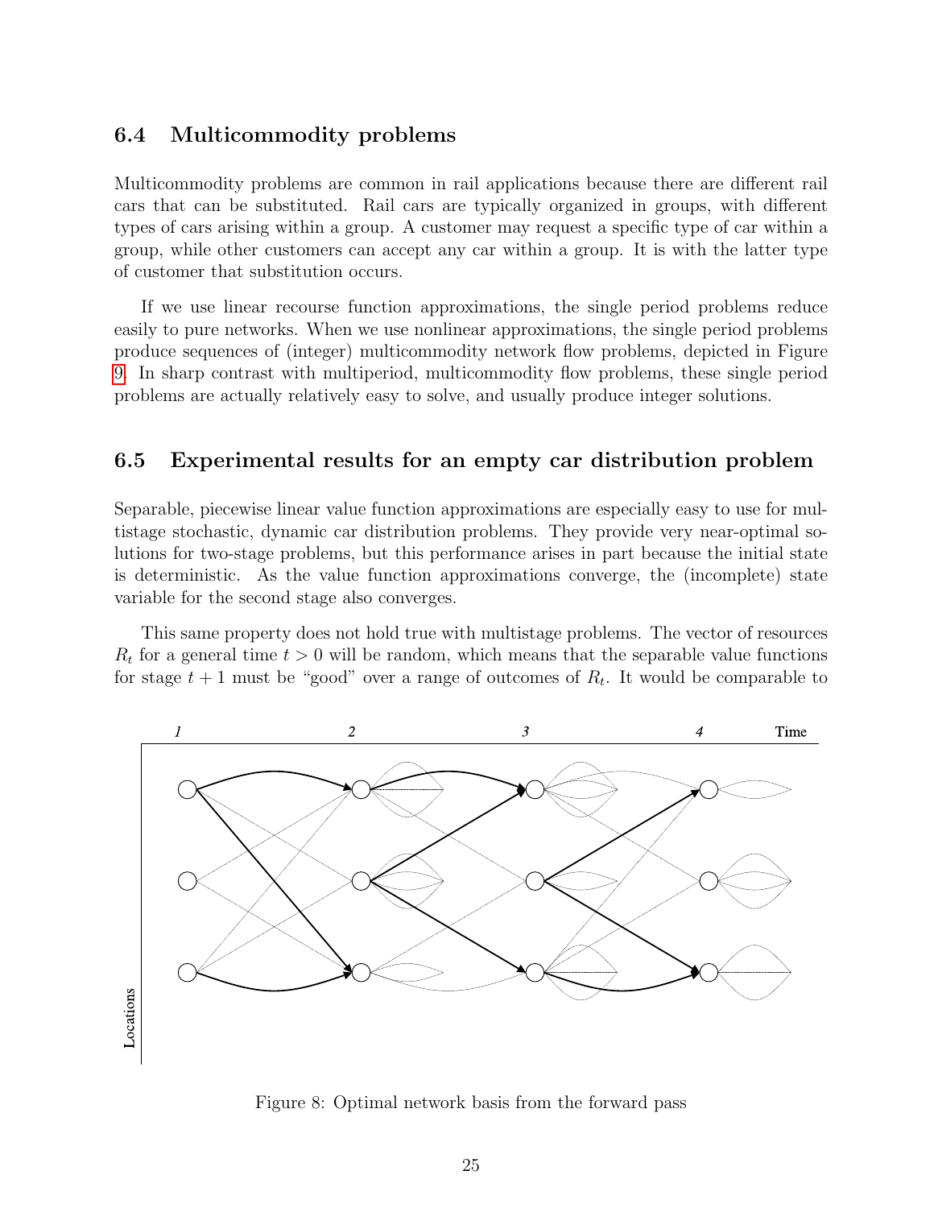### 6.4 Multicommodity problems

Multicommodity problems are common in rail applications because there are different rail cars that can be substituted. Rail cars are typically organized in groups, with different types of cars arising within a group. A customer may request a specific type of car within a group, while other customers can accept any car within a group. It is with the latter type of customer that substitution occurs.

If we use linear recourse function approximations, the single period problems reduce easily to pure networks. When we use nonlinear approximations, the single period problems produce sequences of (integer) multicommodity network flow problems, depicted in Figure 9. In sharp contrast with multiperiod, multicommodity flow problems, these single period problems are actually relatively easy to solve, and usually produce integer solutions.

### 6.5 Experimental results for an empty car distribution problem

Separable, piecewise linear value function approximations are especially easy to use for multistage stochastic, dynamic car distribution problems. They provide very near-optimal solutions for two-stage problems, but this performance arises in part because the initial state is deterministic. As the value function approximations converge, the (incomplete) state variable for the second stage also converges.

This same property does not hold true with multistage problems. The vector of resources $R_t$ for a general time $t > 0$ will be random, which means that the separable value functions for stage $t+1$ must be "good" over a range of outcomes of $R_t$. It would be comparable to

Figure 8: Optimal network basis from the forward pass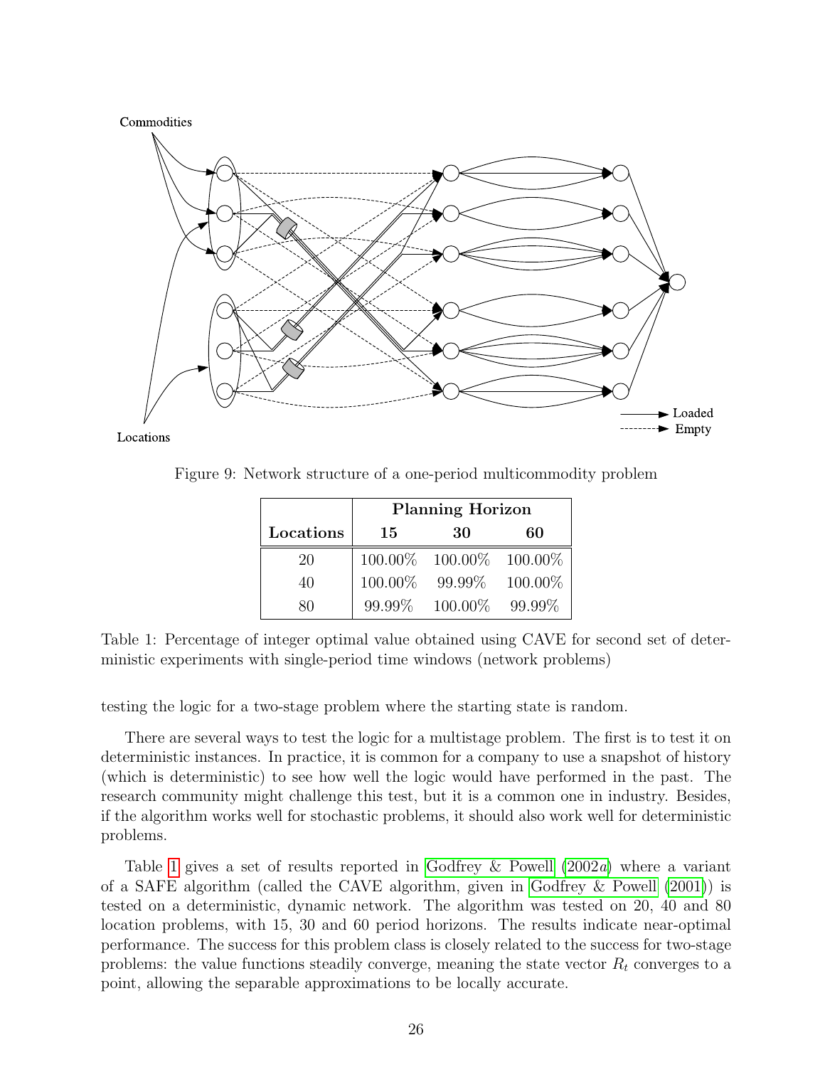Figure 9: Network structure of a one-period multicommodity problem

| | Planning Horizon | | |
|---|---|---|---|
| **Locations** | **15** | **30** | **60** |
| 20 | 100.00% | 100.00% | 100.00% |
| 40 | 100.00% | 99.99% | 100.00% |
| 80 | 99.99% | 100.00% | 99.99% |

Table 1: Percentage of integer optimal value obtained using CAVE for second set of deterministic experiments with single-period time windows (network problems)

testing the logic for a two-stage problem where the starting state is random.

There are several ways to test the logic for a multistage problem. The first is to test it on deterministic instances. In practice, it is common for a company to use a snapshot of history (which is deterministic) to see how well the logic would have performed in the past. The research community might challenge this test, but it is a common one in industry. Besides, if the algorithm works well for stochastic problems, it should also work well for deterministic problems.

Table 1 gives a set of results reported in Godfrey & Powell (2002*a*) where a variant of a SAFE algorithm (called the CAVE algorithm, given in Godfrey & Powell (2001)) is tested on a deterministic, dynamic network. The algorithm was tested on 20, 40 and 80 location problems, with 15, 30 and 60 period horizons. The results indicate near-optimal performance. The success for this problem class is closely related to the success for two-stage problems: the value functions steadily converge, meaning the state vector $R_t$ converges to a point, allowing the separable approximations to be locally accurate.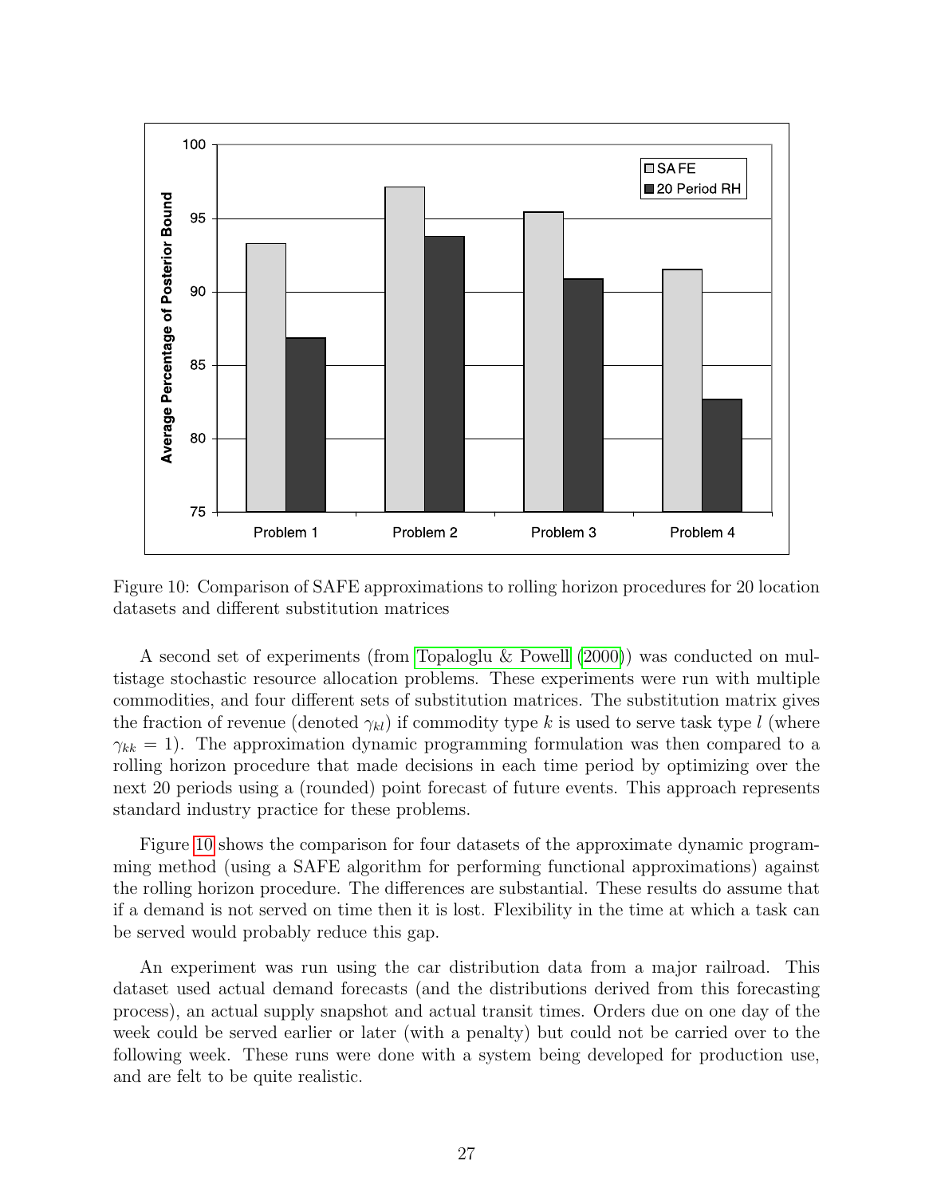Figure 10: Comparison of SAFE approximations to rolling horizon procedures for 20 location datasets and different substitution matrices

A second set of experiments (from Topaloglu & Powell (2000)) was conducted on multistage stochastic resource allocation problems. These experiments were run with multiple commodities, and four different sets of substitution matrices. The substitution matrix gives the fraction of revenue (denoted $\gamma_{kl}$) if commodity type $k$ is used to serve task type $l$ (where $\gamma_{kk} = 1$). The approximation dynamic programming formulation was then compared to a rolling horizon procedure that made decisions in each time period by optimizing over the next 20 periods using a (rounded) point forecast of future events. This approach represents standard industry practice for these problems.

Figure 10 shows the comparison for four datasets of the approximate dynamic programming method (using a SAFE algorithm for performing functional approximations) against the rolling horizon procedure. The differences are substantial. These results do assume that if a demand is not served on time then it is lost. Flexibility in the time at which a task can be served would probably reduce this gap.

An experiment was run using the car distribution data from a major railroad. This dataset used actual demand forecasts (and the distributions derived from this forecasting process), an actual supply snapshot and actual transit times. Orders due on one day of the week could be served earlier or later (with a penalty) but could not be carried over to the following week. These runs were done with a system being developed for production use, and are felt to be quite realistic.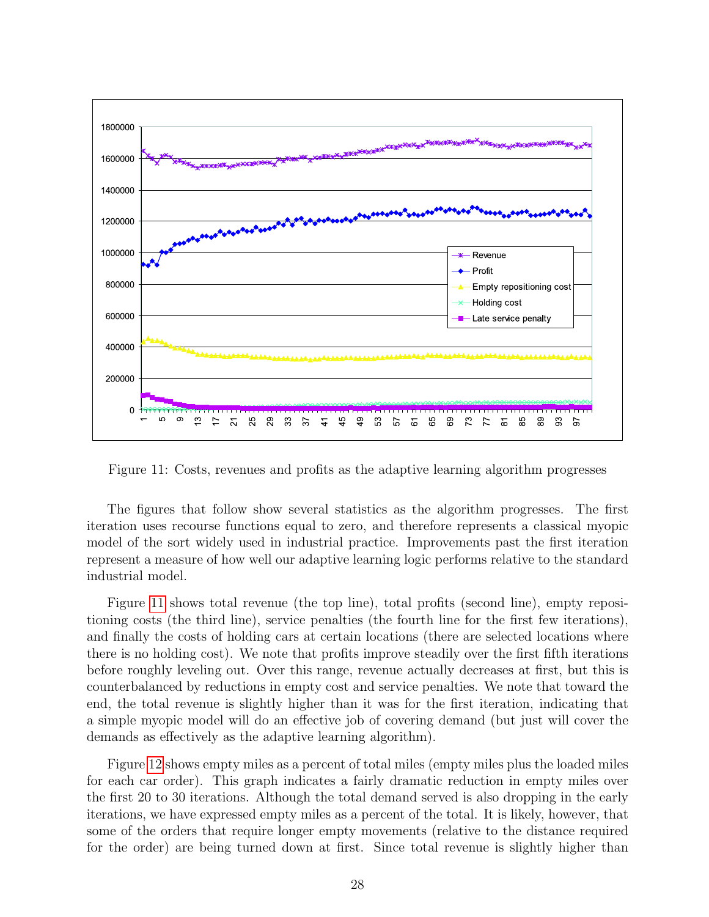Figure 11: Costs, revenues and profits as the adaptive learning algorithm progresses

The figures that follow show several statistics as the algorithm progresses. The first iteration uses recourse functions equal to zero, and therefore represents a classical myopic model of the sort widely used in industrial practice. Improvements past the first iteration represent a measure of how well our adaptive learning logic performs relative to the standard industrial model.

Figure 11 shows total revenue (the top line), total profits (second line), empty repositioning costs (the third line), service penalties (the fourth line for the first few iterations), and finally the costs of holding cars at certain locations (there are selected locations where there is no holding cost). We note that profits improve steadily over the first fifth iterations before roughly leveling out. Over this range, revenue actually decreases at first, but this is counterbalanced by reductions in empty cost and service penalties. We note that toward the end, the total revenue is slightly higher than it was for the first iteration, indicating that a simple myopic model will do an effective job of covering demand (but just will cover the demands as effectively as the adaptive learning algorithm).

Figure 12 shows empty miles as a percent of total miles (empty miles plus the loaded miles for each car order). This graph indicates a fairly dramatic reduction in empty miles over the first 20 to 30 iterations. Although the total demand served is also dropping in the early iterations, we have expressed empty miles as a percent of the total. It is likely, however, that some of the orders that require longer empty movements (relative to the distance required for the order) are being turned down at first. Since total revenue is slightly higher than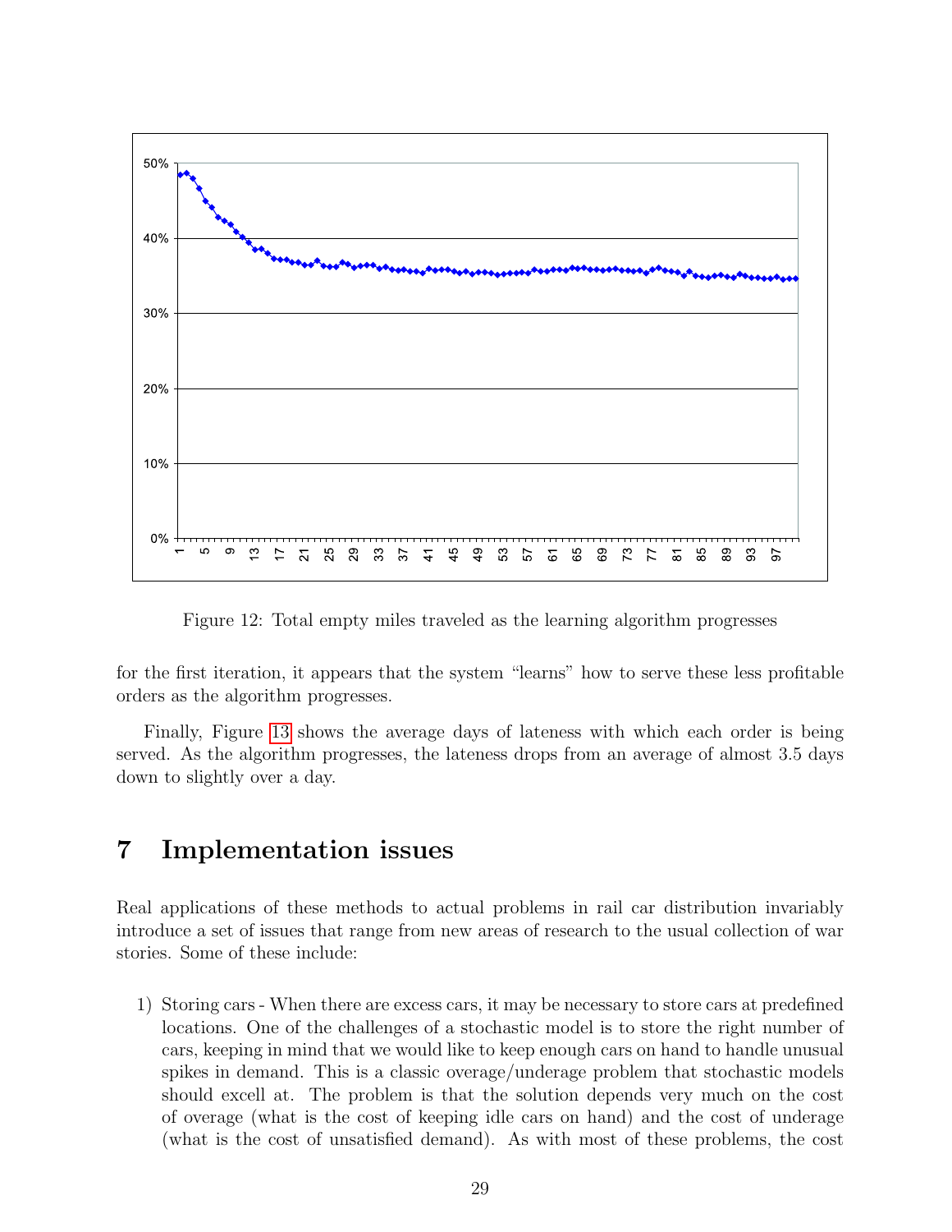Figure 12: Total empty miles traveled as the learning algorithm progresses

for the first iteration, it appears that the system “learns” how to serve these less profitable orders as the algorithm progresses.

Finally, Figure 13 shows the average days of lateness with which each order is being served. As the algorithm progresses, the lateness drops from an average of almost 3.5 days down to slightly over a day.

# 7 Implementation issues

Real applications of these methods to actual problems in rail car distribution invariably introduce a set of issues that range from new areas of research to the usual collection of war stories. Some of these include:

1) Storing cars - When there are excess cars, it may be necessary to store cars at predefined locations. One of the challenges of a stochastic model is to store the right number of cars, keeping in mind that we would like to keep enough cars on hand to handle unusual spikes in demand. This is a classic overage/underage problem that stochastic models should excell at. The problem is that the solution depends very much on the cost of overage (what is the cost of keeping idle cars on hand) and the cost of underage (what is the cost of unsatisfied demand). As with most of these problems, the cost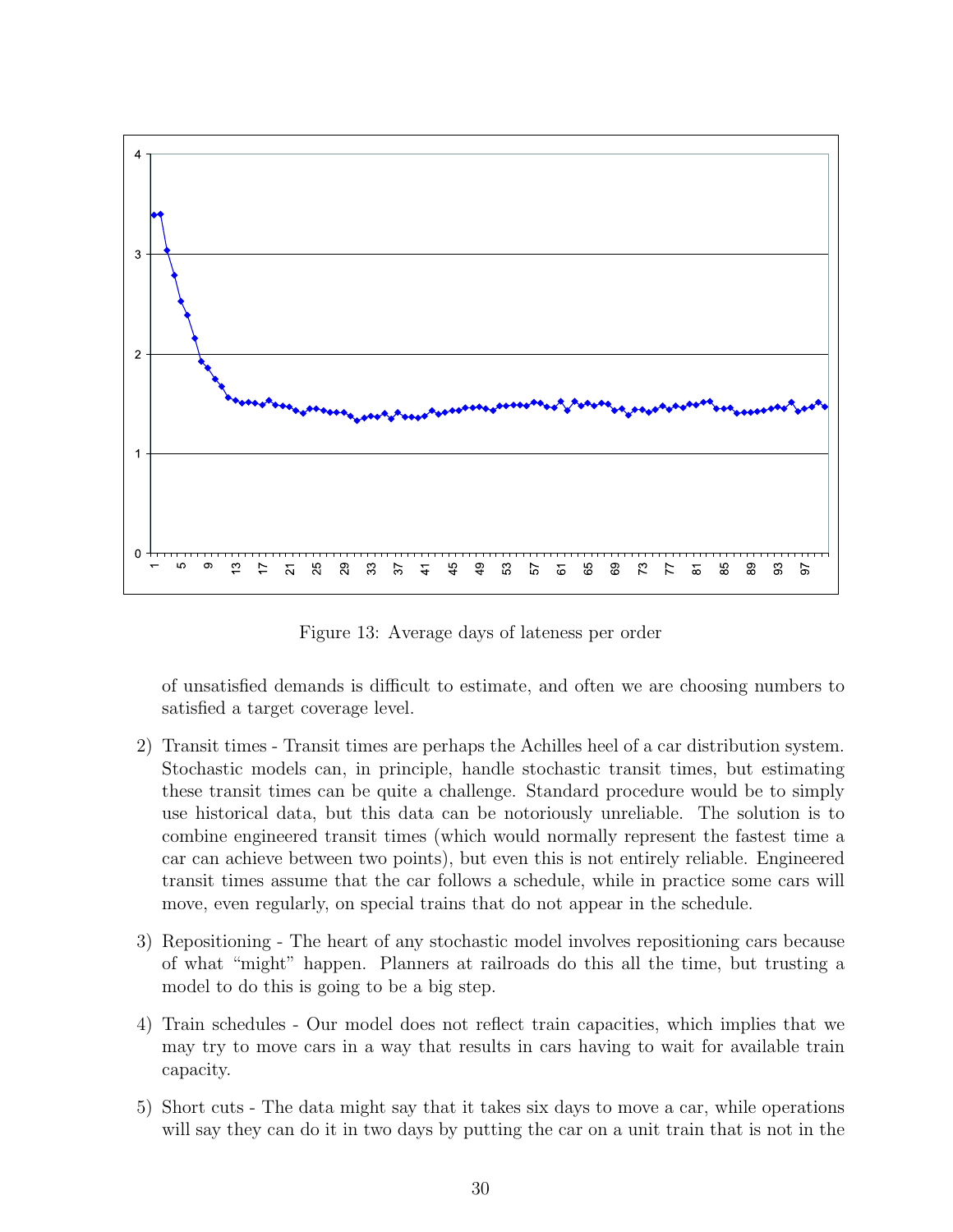Figure 13: Average days of lateness per order

of unsatisfied demands is difficult to estimate, and often we are choosing numbers to satisfied a target coverage level.

2) Transit times - Transit times are perhaps the Achilles heel of a car distribution system. Stochastic models can, in principle, handle stochastic transit times, but estimating these transit times can be quite a challenge. Standard procedure would be to simply use historical data, but this data can be notoriously unreliable. The solution is to combine engineered transit times (which would normally represent the fastest time a car can achieve between two points), but even this is not entirely reliable. Engineered transit times assume that the car follows a schedule, while in practice some cars will move, even regularly, on special trains that do not appear in the schedule.

3) Repositioning - The heart of any stochastic model involves repositioning cars because of what "might" happen. Planners at railroads do this all the time, but trusting a model to do this is going to be a big step.

4) Train schedules - Our model does not reflect train capacities, which implies that we may try to move cars in a way that results in cars having to wait for available train capacity.

5) Short cuts - The data might say that it takes six days to move a car, while operations will say they can do it in two days by putting the car on a unit train that is not in the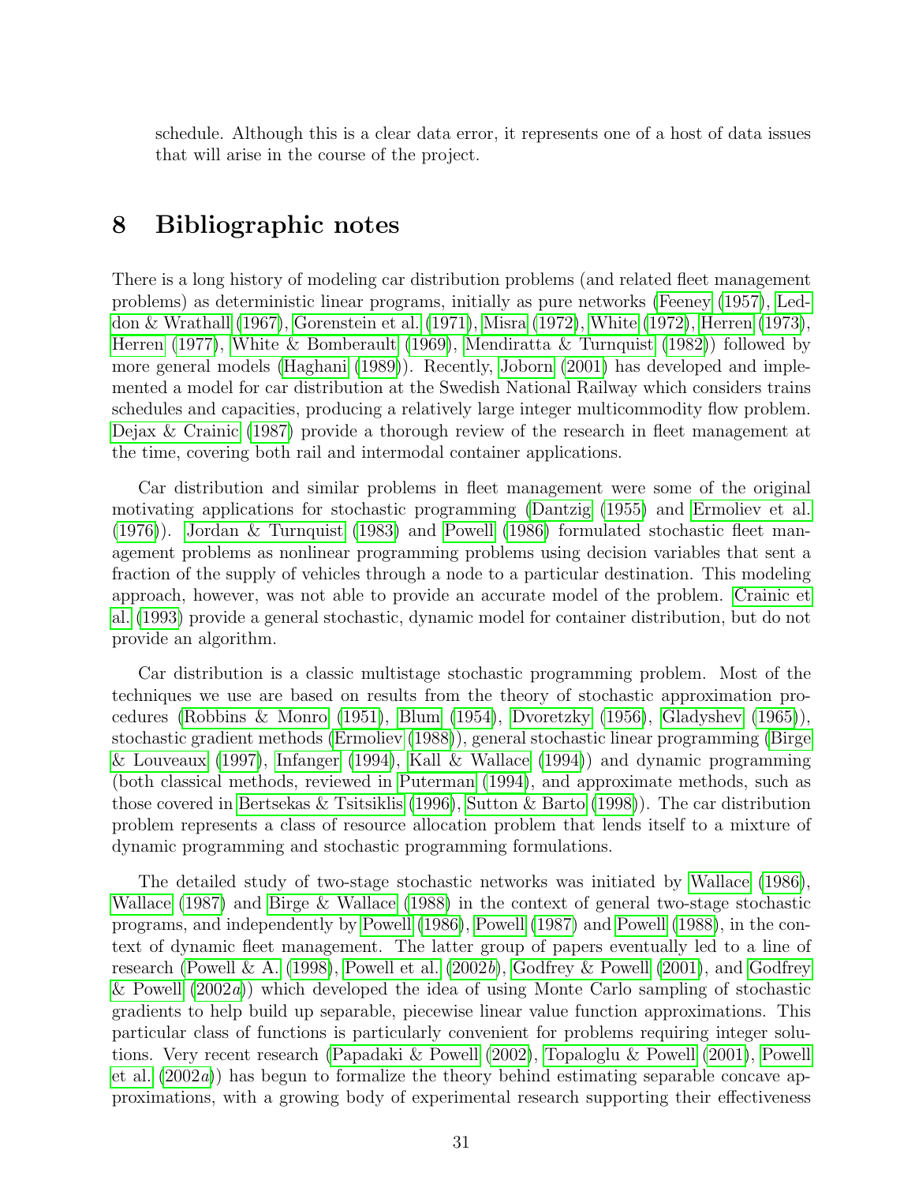schedule. Although this is a clear data error, it represents one of a host of data issues that will arise in the course of the project.

# 8 Bibliographic notes

There is a long history of modeling car distribution problems (and related fleet management problems) as deterministic linear programs, initially as pure networks (Feeney (1957), Leddon & Wrathall (1967), Gorenstein et al. (1971), Misra (1972), White (1972), Herren (1973), Herren (1977), White & Bomberault (1969), Mendiratta & Turnquist (1982)) followed by more general models (Haghani (1989)). Recently, Joborn (2001) has developed and implemented a model for car distribution at the Swedish National Railway which considers trains schedules and capacities, producing a relatively large integer multicommodity flow problem. Dejax & Crainic (1987) provide a thorough review of the research in fleet management at the time, covering both rail and intermodal container applications.

Car distribution and similar problems in fleet management were some of the original motivating applications for stochastic programming (Dantzig (1955) and Ermoliev et al. (1976)). Jordan & Turnquist (1983) and Powell (1986) formulated stochastic fleet management problems as nonlinear programming problems using decision variables that sent a fraction of the supply of vehicles through a node to a particular destination. This modeling approach, however, was not able to provide an accurate model of the problem. Crainic et al. (1993) provide a general stochastic, dynamic model for container distribution, but do not provide an algorithm.

Car distribution is a classic multistage stochastic programming problem. Most of the techniques we use are based on results from the theory of stochastic approximation procedures (Robbins & Monro (1951), Blum (1954), Dvoretzky (1956), Gladyshev (1965)), stochastic gradient methods (Ermoliev (1988)), general stochastic linear programming (Birge & Louveaux (1997), Infanger (1994), Kall & Wallace (1994)) and dynamic programming (both classical methods, reviewed in Puterman (1994), and approximate methods, such as those covered in Bertsekas & Tsitsiklis (1996), Sutton & Barto (1998)). The car distribution problem represents a class of resource allocation problem that lends itself to a mixture of dynamic programming and stochastic programming formulations.

The detailed study of two-stage stochastic networks was initiated by Wallace (1986), Wallace (1987) and Birge & Wallace (1988) in the context of general two-stage stochastic programs, and independently by Powell (1986), Powell (1987) and Powell (1988), in the context of dynamic fleet management. The latter group of papers eventually led to a line of research (Powell & A. (1998), Powell et al. (2002*b*), Godfrey & Powell (2001), and Godfrey & Powell (2002*a*)) which developed the idea of using Monte Carlo sampling of stochastic gradients to help build up separable, piecewise linear value function approximations. This particular class of functions is particularly convenient for problems requiring integer solutions. Very recent research (Papadaki & Powell (2002), Topaloglu & Powell (2001), Powell et al. (2002*a*)) has begun to formalize the theory behind estimating separable concave approximations, with a growing body of experimental research supporting their effectiveness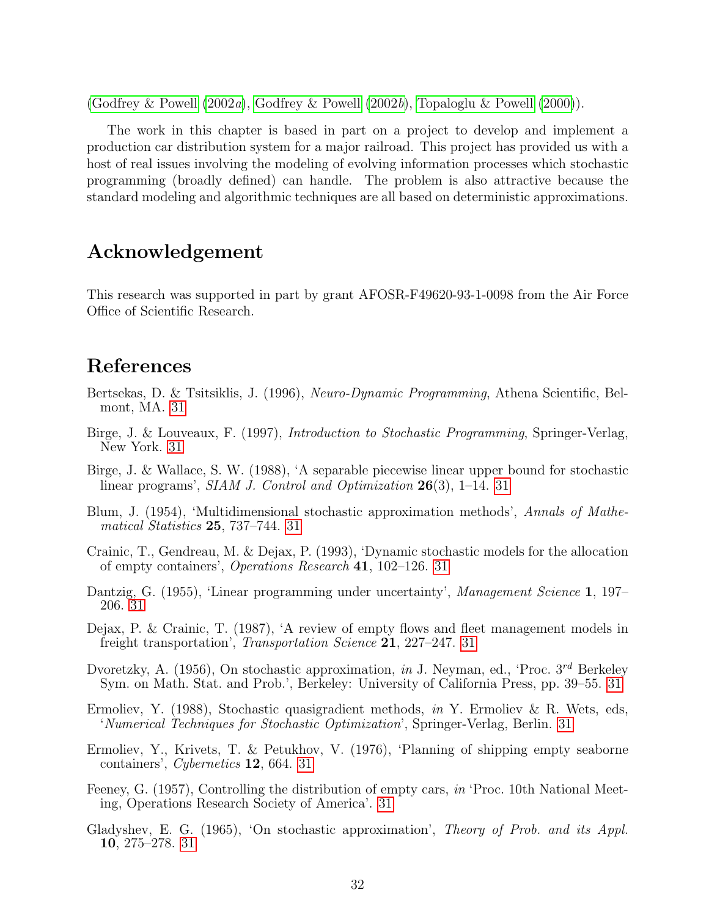(Godfrey & Powell (2002*a*), Godfrey & Powell (2002*b*), Topaloglu & Powell (2000)).

The work in this chapter is based in part on a project to develop and implement a production car distribution system for a major railroad. This project has provided us with a host of real issues involving the modeling of evolving information processes which stochastic programming (broadly defined) can handle. The problem is also attractive because the standard modeling and algorithmic techniques are all based on deterministic approximations.

## Acknowledgement

This research was supported in part by grant AFOSR-F49620-93-1-0098 from the Air Force Office of Scientific Research.

## References

Bertsekas, D. & Tsitsiklis, J. (1996), *Neuro-Dynamic Programming*, Athena Scientific, Belmont, MA. 31

Birge, J. & Louveaux, F. (1997), *Introduction to Stochastic Programming*, Springer-Verlag, New York. 31

Birge, J. & Wallace, S. W. (1988), 'A separable piecewise linear upper bound for stochastic linear programs', *SIAM J. Control and Optimization* **26**(3), 1–14. 31

Blum, J. (1954), 'Multidimensional stochastic approximation methods', *Annals of Mathematical Statistics* **25**, 737–744. 31

Crainic, T., Gendreau, M. & Dejax, P. (1993), 'Dynamic stochastic models for the allocation of empty containers', *Operations Research* **41**, 102–126. 31

Dantzig, G. (1955), 'Linear programming under uncertainty', *Management Science* **1**, 197–206. 31

Dejax, P. & Crainic, T. (1987), 'A review of empty flows and fleet management models in freight transportation', *Transportation Science* **21**, 227–247. 31

Dvoretzky, A. (1956), On stochastic approximation, *in* J. Neyman, ed., 'Proc. $3^{rd}$ Berkeley Sym. on Math. Stat. and Prob.', Berkeley: University of California Press, pp. 39–55. 31

Ermoliev, Y. (1988), Stochastic quasigradient methods, *in* Y. Ermoliev & R. Wets, eds, '*Numerical Techniques for Stochastic Optimization*', Springer-Verlag, Berlin. 31

Ermoliev, Y., Krivets, T. & Petukhov, V. (1976), 'Planning of shipping empty seaborne containers', *Cybernetics* **12**, 664. 31

Feeney, G. (1957), Controlling the distribution of empty cars, *in* 'Proc. 10th National Meeting, Operations Research Society of America'. 31

Gladyshev, E. G. (1965), 'On stochastic approximation', *Theory of Prob. and its Appl.* **10**, 275–278. 31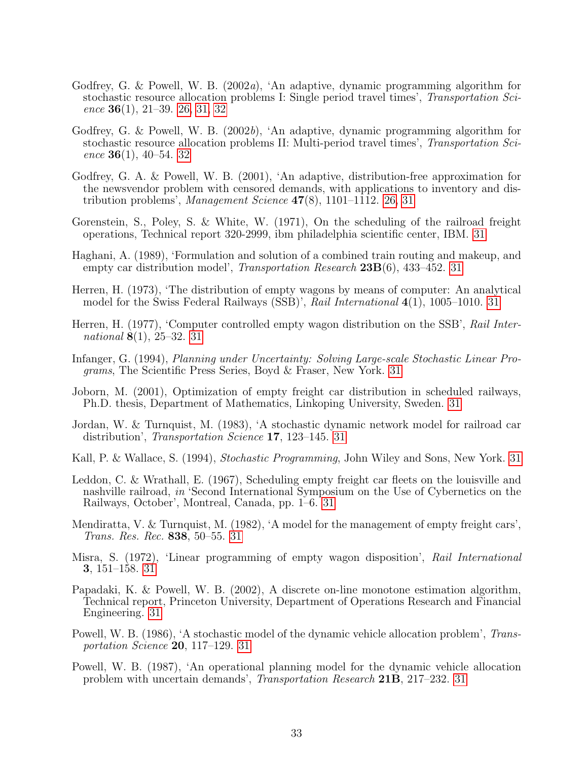Godfrey, G. & Powell, W. B. (2002*a*), 'An adaptive, dynamic programming algorithm for stochastic resource allocation problems I: Single period travel times', *Transportation Science* **36**(1), 21–39. 26, 31, 32

Godfrey, G. & Powell, W. B. (2002*b*), 'An adaptive, dynamic programming algorithm for stochastic resource allocation problems II: Multi-period travel times', *Transportation Science* **36**(1), 40–54. 32

Godfrey, G. A. & Powell, W. B. (2001), 'An adaptive, distribution-free approximation for the newsvendor problem with censored demands, with applications to inventory and distribution problems', *Management Science* **47**(8), 1101–1112. 26, 31

Gorenstein, S., Poley, S. & White, W. (1971), On the scheduling of the railroad freight operations, Technical report 320-2999, ibm philadelphia scientific center, IBM. 31

Haghani, A. (1989), 'Formulation and solution of a combined train routing and makeup, and empty car distribution model', *Transportation Research* **23B**(6), 433–452. 31

Herren, H. (1973), 'The distribution of empty wagons by means of computer: An analytical model for the Swiss Federal Railways (SSB)', *Rail International* **4**(1), 1005–1010. 31

Herren, H. (1977), 'Computer controlled empty wagon distribution on the SSB', *Rail International* **8**(1), 25–32. 31

Infanger, G. (1994), *Planning under Uncertainty: Solving Large-scale Stochastic Linear Programs*, The Scientific Press Series, Boyd & Fraser, New York. 31

Joborn, M. (2001), Optimization of empty freight car distribution in scheduled railways, Ph.D. thesis, Department of Mathematics, Linkoping University, Sweden. 31

Jordan, W. & Turnquist, M. (1983), 'A stochastic dynamic network model for railroad car distribution', *Transportation Science* **17**, 123–145. 31

Kall, P. & Wallace, S. (1994), *Stochastic Programming*, John Wiley and Sons, New York. 31

Leddon, C. & Wrathall, E. (1967), Scheduling empty freight car fleets on the louisville and nashville railroad, *in* 'Second International Symposium on the Use of Cybernetics on the Railways, October', Montreal, Canada, pp. 1–6. 31

Mendiratta, V. & Turnquist, M. (1982), 'A model for the management of empty freight cars', *Trans. Res. Rec.* **838**, 50–55. 31

Misra, S. (1972), 'Linear programming of empty wagon disposition', *Rail International* **3**, 151–158. 31

Papadaki, K. & Powell, W. B. (2002), A discrete on-line monotone estimation algorithm, Technical report, Princeton University, Department of Operations Research and Financial Engineering. 31

Powell, W. B. (1986), 'A stochastic model of the dynamic vehicle allocation problem', *Transportation Science* **20**, 117–129. 31

Powell, W. B. (1987), 'An operational planning model for the dynamic vehicle allocation problem with uncertain demands', *Transportation Research* **21B**, 217–232. 31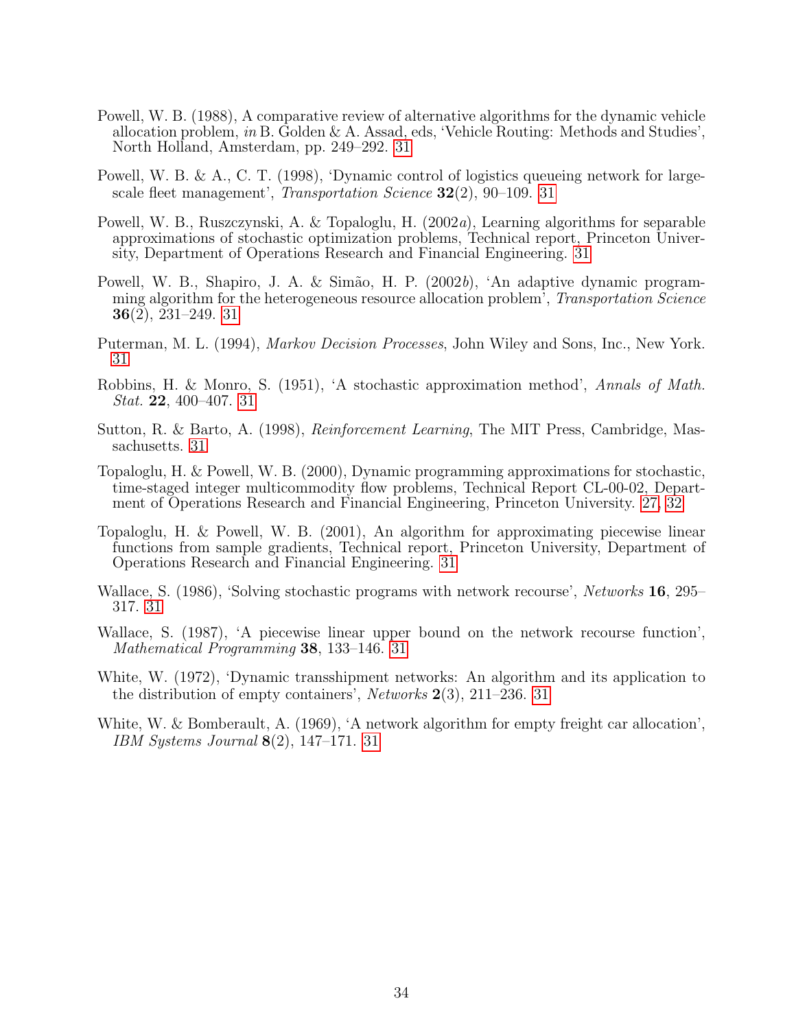Powell, W. B. (1988), A comparative review of alternative algorithms for the dynamic vehicle allocation problem, *in* B. Golden & A. Assad, eds, 'Vehicle Routing: Methods and Studies', North Holland, Amsterdam, pp. 249–292. 31

Powell, W. B. & A., C. T. (1998), 'Dynamic control of logistics queueing network for large-scale fleet management', *Transportation Science* **32**(2), 90–109. 31

Powell, W. B., Ruszczynski, A. & Topaloglu, H. (2002*a*), Learning algorithms for separable approximations of stochastic optimization problems, Technical report, Princeton University, Department of Operations Research and Financial Engineering. 31

Powell, W. B., Shapiro, J. A. & Simão, H. P. (2002*b*), 'An adaptive dynamic programming algorithm for the heterogeneous resource allocation problem', *Transportation Science* **36**(2), 231–249. 31

Puterman, M. L. (1994), *Markov Decision Processes*, John Wiley and Sons, Inc., New York. 31

Robbins, H. & Monro, S. (1951), 'A stochastic approximation method', *Annals of Math. Stat.* **22**, 400–407. 31

Sutton, R. & Barto, A. (1998), *Reinforcement Learning*, The MIT Press, Cambridge, Massachusetts. 31

Topaloglu, H. & Powell, W. B. (2000), Dynamic programming approximations for stochastic, time-staged integer multicommodity flow problems, Technical Report CL-00-02, Department of Operations Research and Financial Engineering, Princeton University. 27, 32

Topaloglu, H. & Powell, W. B. (2001), An algorithm for approximating piecewise linear functions from sample gradients, Technical report, Princeton University, Department of Operations Research and Financial Engineering. 31

Wallace, S. (1986), 'Solving stochastic programs with network recourse', *Networks* **16**, 295–317. 31

Wallace, S. (1987), 'A piecewise linear upper bound on the network recourse function', *Mathematical Programming* **38**, 133–146. 31

White, W. (1972), 'Dynamic transshipment networks: An algorithm and its application to the distribution of empty containers', *Networks* **2**(3), 211–236. 31

White, W. & Bomberault, A. (1969), 'A network algorithm for empty freight car allocation', *IBM Systems Journal* **8**(2), 147–171. 31